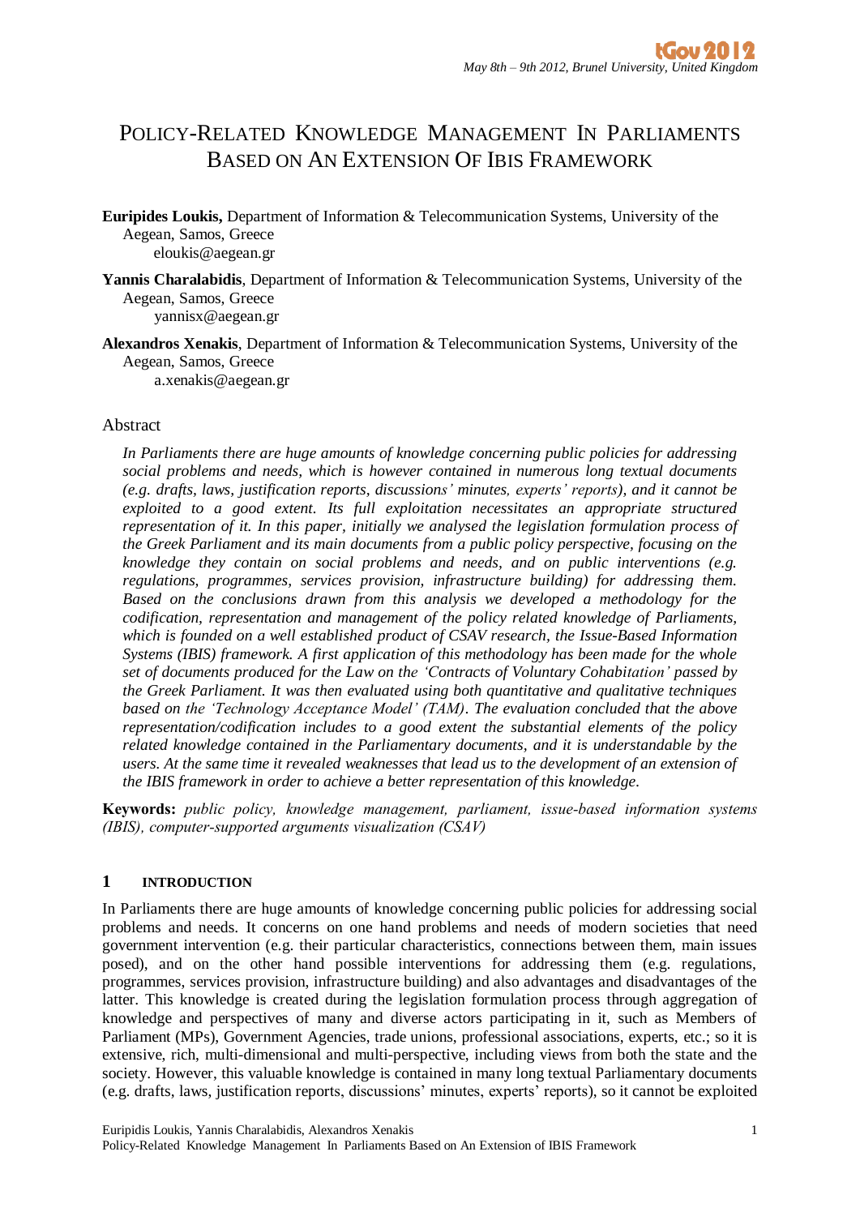# POLICY-RELATED KNOWLEDGE MANAGEMENT IN PARLIAMENTS BASED ON AN EXTENSION OF IBIS FRAMEWORK

**Euripides Loukis,** Department of Information & Telecommunication Systems, University of the Aegean, Samos, Greece
eloukis@aegean.gr

**Yannis Charalabidis**, Department of Information & Telecommunication Systems, University of the Aegean, Samos, Greece
yannisx@aegean.gr

**Alexandros Xenakis**, Department of Information & Telecommunication Systems, University of the Aegean, Samos, Greece
a.xenakis@aegean.gr

## Abstract

*In Parliaments there are huge amounts of knowledge concerning public policies for addressing social problems and needs, which is however contained in numerous long textual documents (e.g. drafts, laws, justification reports, discussions' minutes, experts' reports), and it cannot be exploited to a good extent. Its full exploitation necessitates an appropriate structured representation of it. In this paper, initially we analysed the legislation formulation process of the Greek Parliament and its main documents from a public policy perspective, focusing on the knowledge they contain on social problems and needs, and on public interventions (e.g. regulations, programmes, services provision, infrastructure building) for addressing them. Based on the conclusions drawn from this analysis we developed a methodology for the codification, representation and management of the policy related knowledge of Parliaments, which is founded on a well established product of CSAV research, the Issue-Based Information Systems (IBIS) framework. A first application of this methodology has been made for the whole set of documents produced for the Law on the 'Contracts of Voluntary Cohabitation' passed by the Greek Parliament. It was then evaluated using both quantitative and qualitative techniques based on the 'Technology Acceptance Model' (TAM). The evaluation concluded that the above representation/codification includes to a good extent the substantial elements of the policy related knowledge contained in the Parliamentary documents, and it is understandable by the users. At the same time it revealed weaknesses that lead us to the development of an extension of the IBIS framework in order to achieve a better representation of this knowledge.*

**Keywords:** *public policy, knowledge management, parliament, issue-based information systems (IBIS), computer-supported arguments visualization (CSAV)*

## 1 INTRODUCTION

In Parliaments there are huge amounts of knowledge concerning public policies for addressing social problems and needs. It concerns on one hand problems and needs of modern societies that need government intervention (e.g. their particular characteristics, connections between them, main issues posed), and on the other hand possible interventions for addressing them (e.g. regulations, programmes, services provision, infrastructure building) and also advantages and disadvantages of the latter. This knowledge is created during the legislation formulation process through aggregation of knowledge and perspectives of many and diverse actors participating in it, such as Members of Parliament (MPs), Government Agencies, trade unions, professional associations, experts, etc.; so it is extensive, rich, multi-dimensional and multi-perspective, including views from both the state and the society. However, this valuable knowledge is contained in many long textual Parliamentary documents (e.g. drafts, laws, justification reports, discussions' minutes, experts' reports), so it cannot be exploited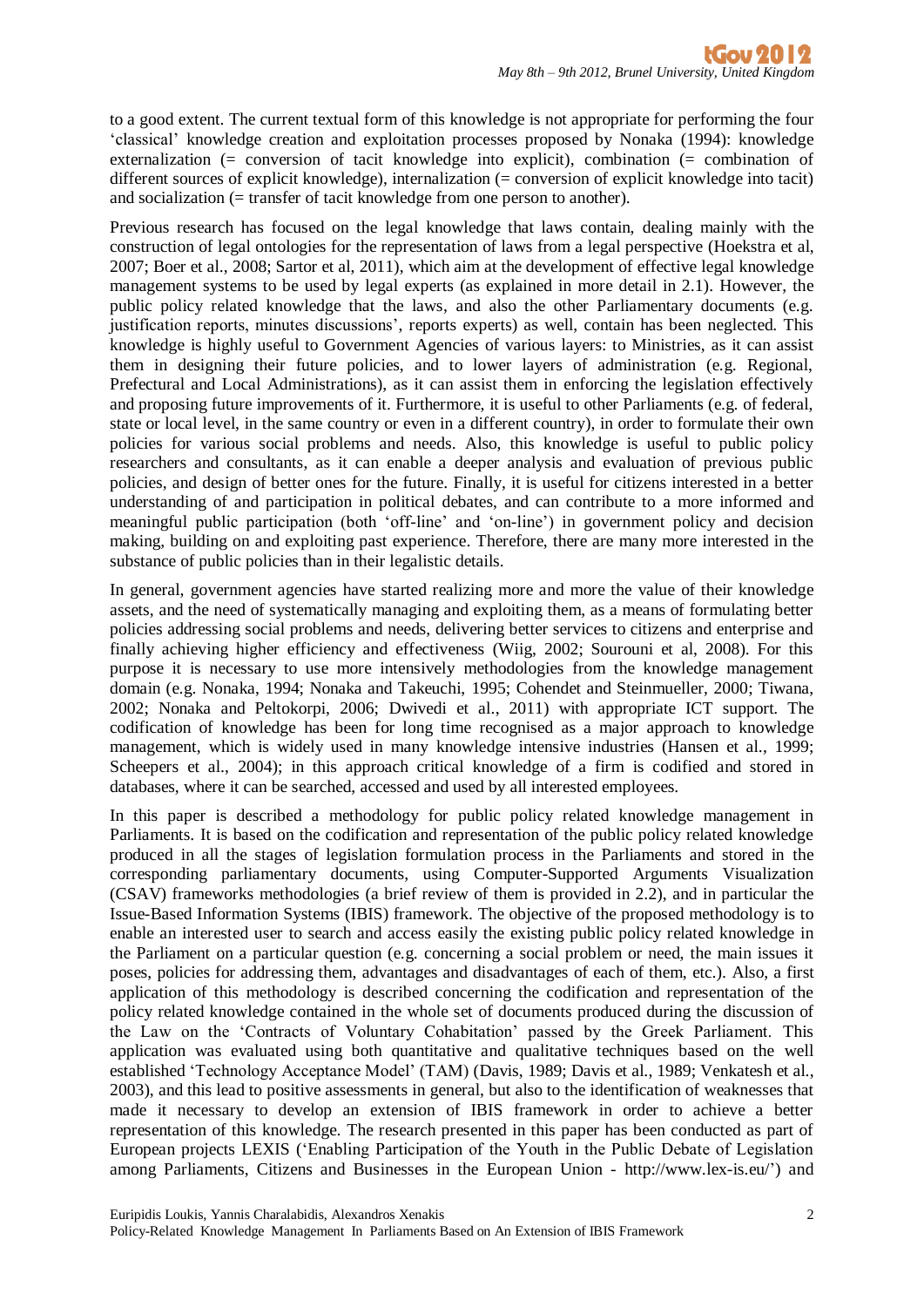to a good extent. The current textual form of this knowledge is not appropriate for performing the four 'classical' knowledge creation and exploitation processes proposed by Nonaka (1994): knowledge externalization (= conversion of tacit knowledge into explicit), combination (= combination of different sources of explicit knowledge), internalization (= conversion of explicit knowledge into tacit) and socialization (= transfer of tacit knowledge from one person to another).

Previous research has focused on the legal knowledge that laws contain, dealing mainly with the construction of legal ontologies for the representation of laws from a legal perspective (Hoekstra et al, 2007; Boer et al., 2008; Sartor et al, 2011), which aim at the development of effective legal knowledge management systems to be used by legal experts (as explained in more detail in 2.1). However, the public policy related knowledge that the laws, and also the other Parliamentary documents (e.g. justification reports, minutes discussions', reports experts) as well, contain has been neglected. This knowledge is highly useful to Government Agencies of various layers: to Ministries, as it can assist them in designing their future policies, and to lower layers of administration (e.g. Regional, Prefectural and Local Administrations), as it can assist them in enforcing the legislation effectively and proposing future improvements of it. Furthermore, it is useful to other Parliaments (e.g. of federal, state or local level, in the same country or even in a different country), in order to formulate their own policies for various social problems and needs. Also, this knowledge is useful to public policy researchers and consultants, as it can enable a deeper analysis and evaluation of previous public policies, and design of better ones for the future. Finally, it is useful for citizens interested in a better understanding of and participation in political debates, and can contribute to a more informed and meaningful public participation (both 'off-line' and 'on-line') in government policy and decision making, building on and exploiting past experience. Therefore, there are many more interested in the substance of public policies than in their legalistic details.

In general, government agencies have started realizing more and more the value of their knowledge assets, and the need of systematically managing and exploiting them, as a means of formulating better policies addressing social problems and needs, delivering better services to citizens and enterprise and finally achieving higher efficiency and effectiveness (Wiig, 2002; Sourouni et al, 2008). For this purpose it is necessary to use more intensively methodologies from the knowledge management domain (e.g. Nonaka, 1994; Nonaka and Takeuchi, 1995; Cohendet and Steinmueller, 2000; Tiwana, 2002; Nonaka and Peltokorpi, 2006; Dwivedi et al., 2011) with appropriate ICT support. The codification of knowledge has been for long time recognised as a major approach to knowledge management, which is widely used in many knowledge intensive industries (Hansen et al., 1999; Scheepers et al., 2004); in this approach critical knowledge of a firm is codified and stored in databases, where it can be searched, accessed and used by all interested employees.

In this paper is described a methodology for public policy related knowledge management in Parliaments. It is based on the codification and representation of the public policy related knowledge produced in all the stages of legislation formulation process in the Parliaments and stored in the corresponding parliamentary documents, using Computer-Supported Arguments Visualization (CSAV) frameworks methodologies (a brief review of them is provided in 2.2), and in particular the Issue-Based Information Systems (IBIS) framework. The objective of the proposed methodology is to enable an interested user to search and access easily the existing public policy related knowledge in the Parliament on a particular question (e.g. concerning a social problem or need, the main issues it poses, policies for addressing them, advantages and disadvantages of each of them, etc.). Also, a first application of this methodology is described concerning the codification and representation of the policy related knowledge contained in the whole set of documents produced during the discussion of the Law on the 'Contracts of Voluntary Cohabitation' passed by the Greek Parliament. This application was evaluated using both quantitative and qualitative techniques based on the well established 'Technology Acceptance Model' (TAM) (Davis, 1989; Davis et al., 1989; Venkatesh et al., 2003), and this lead to positive assessments in general, but also to the identification of weaknesses that made it necessary to develop an extension of IBIS framework in order to achieve a better representation of this knowledge. The research presented in this paper has been conducted as part of European projects LEXIS ('Enabling Participation of the Youth in the Public Debate of Legislation among Parliaments, Citizens and Businesses in the European Union - http://www.lex-is.eu/') and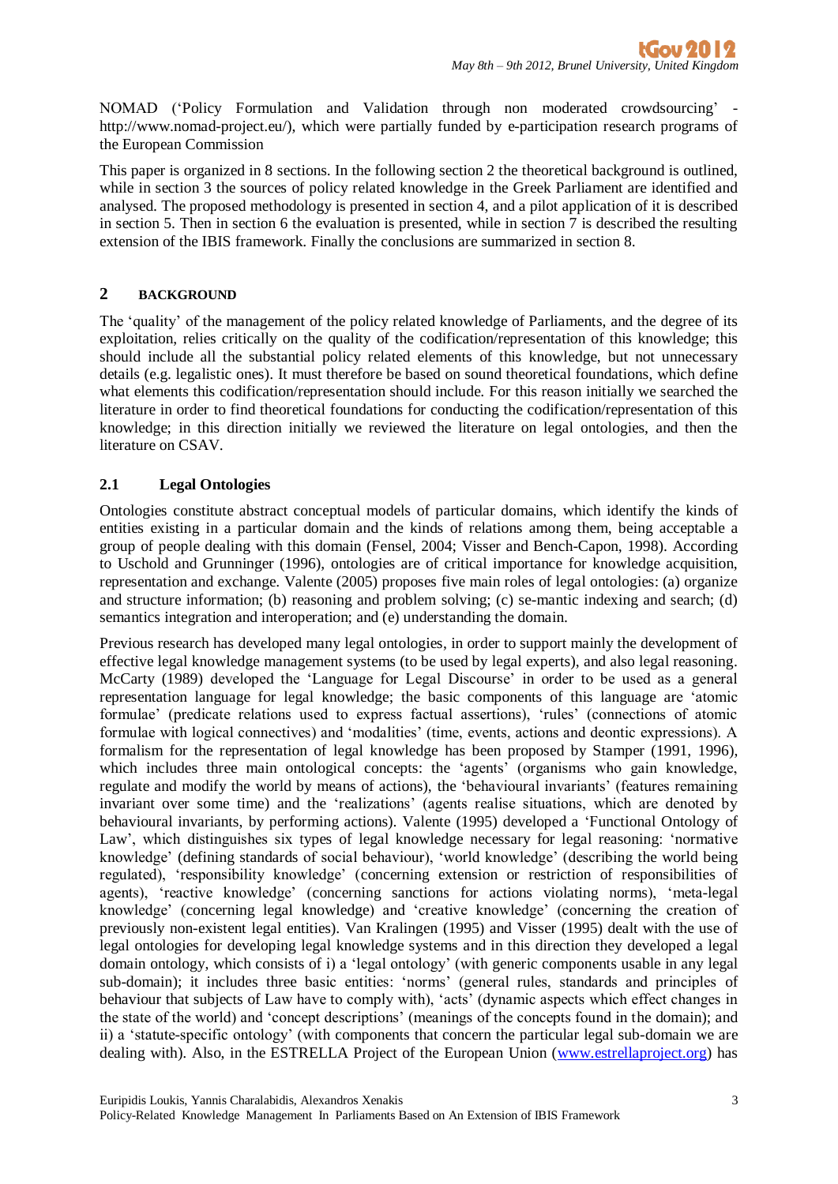NOMAD ('Policy Formulation and Validation through non moderated crowdsourcing' - http://www.nomad-project.eu/), which were partially funded by e-participation research programs of the European Commission

This paper is organized in 8 sections. In the following section 2 the theoretical background is outlined, while in section 3 the sources of policy related knowledge in the Greek Parliament are identified and analysed. The proposed methodology is presented in section 4, and a pilot application of it is described in section 5. Then in section 6 the evaluation is presented, while in section 7 is described the resulting extension of the IBIS framework. Finally the conclusions are summarized in section 8.

## 2 BACKGROUND

The 'quality' of the management of the policy related knowledge of Parliaments, and the degree of its exploitation, relies critically on the quality of the codification/representation of this knowledge; this should include all the substantial policy related elements of this knowledge, but not unnecessary details (e.g. legalistic ones). It must therefore be based on sound theoretical foundations, which define what elements this codification/representation should include. For this reason initially we searched the literature in order to find theoretical foundations for conducting the codification/representation of this knowledge; in this direction initially we reviewed the literature on legal ontologies, and then the literature on CSAV.

### 2.1 Legal Ontologies

Ontologies constitute abstract conceptual models of particular domains, which identify the kinds of entities existing in a particular domain and the kinds of relations among them, being acceptable a group of people dealing with this domain (Fensel, 2004; Visser and Bench-Capon, 1998). According to Uschold and Grunninger (1996), ontologies are of critical importance for knowledge acquisition, representation and exchange. Valente (2005) proposes five main roles of legal ontologies: (a) organize and structure information; (b) reasoning and problem solving; (c) se-mantic indexing and search; (d) semantics integration and interoperation; and (e) understanding the domain.

Previous research has developed many legal ontologies, in order to support mainly the development of effective legal knowledge management systems (to be used by legal experts), and also legal reasoning. McCarty (1989) developed the 'Language for Legal Discourse' in order to be used as a general representation language for legal knowledge; the basic components of this language are 'atomic formulae' (predicate relations used to express factual assertions), 'rules' (connections of atomic formulae with logical connectives) and 'modalities' (time, events, actions and deontic expressions). A formalism for the representation of legal knowledge has been proposed by Stamper (1991, 1996), which includes three main ontological concepts: the 'agents' (organisms who gain knowledge, regulate and modify the world by means of actions), the 'behavioural invariants' (features remaining invariant over some time) and the 'realizations' (agents realise situations, which are denoted by behavioural invariants, by performing actions). Valente (1995) developed a 'Functional Ontology of Law', which distinguishes six types of legal knowledge necessary for legal reasoning: 'normative knowledge' (defining standards of social behaviour), 'world knowledge' (describing the world being regulated), 'responsibility knowledge' (concerning extension or restriction of responsibilities of agents), 'reactive knowledge' (concerning sanctions for actions violating norms), 'meta-legal knowledge' (concerning legal knowledge) and 'creative knowledge' (concerning the creation of previously non-existent legal entities). Van Kralingen (1995) and Visser (1995) dealt with the use of legal ontologies for developing legal knowledge systems and in this direction they developed a legal domain ontology, which consists of i) a 'legal ontology' (with generic components usable in any legal sub-domain); it includes three basic entities: 'norms' (general rules, standards and principles of behaviour that subjects of Law have to comply with), 'acts' (dynamic aspects which effect changes in the state of the world) and 'concept descriptions' (meanings of the concepts found in the domain); and ii) a 'statute-specific ontology' (with components that concern the particular legal sub-domain we are dealing with). Also, in the ESTRELLA Project of the European Union (www.estrellaproject.org) has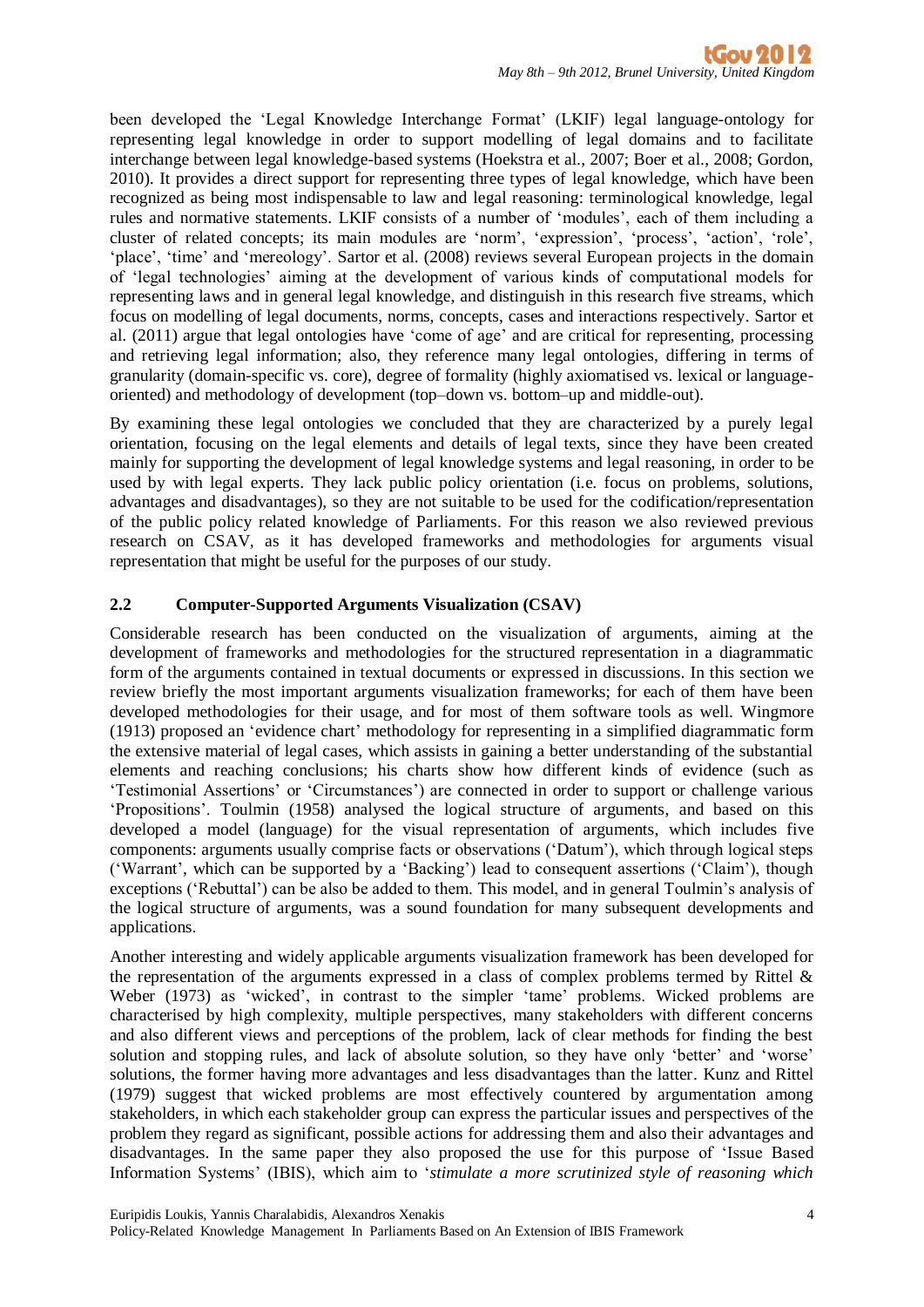been developed the 'Legal Knowledge Interchange Format' (LKIF) legal language-ontology for representing legal knowledge in order to support modelling of legal domains and to facilitate interchange between legal knowledge-based systems (Hoekstra et al., 2007; Boer et al., 2008; Gordon, 2010). It provides a direct support for representing three types of legal knowledge, which have been recognized as being most indispensable to law and legal reasoning: terminological knowledge, legal rules and normative statements. LKIF consists of a number of 'modules', each of them including a cluster of related concepts; its main modules are 'norm', 'expression', 'process', 'action', 'role', 'place', 'time' and 'mereology'. Sartor et al. (2008) reviews several European projects in the domain of 'legal technologies' aiming at the development of various kinds of computational models for representing laws and in general legal knowledge, and distinguish in this research five streams, which focus on modelling of legal documents, norms, concepts, cases and interactions respectively. Sartor et al. (2011) argue that legal ontologies have 'come of age' and are critical for representing, processing and retrieving legal information; also, they reference many legal ontologies, differing in terms of granularity (domain-specific vs. core), degree of formality (highly axiomatised vs. lexical or language-oriented) and methodology of development (top–down vs. bottom–up and middle-out).

By examining these legal ontologies we concluded that they are characterized by a purely legal orientation, focusing on the legal elements and details of legal texts, since they have been created mainly for supporting the development of legal knowledge systems and legal reasoning, in order to be used by with legal experts. They lack public policy orientation (i.e. focus on problems, solutions, advantages and disadvantages), so they are not suitable to be used for the codification/representation of the public policy related knowledge of Parliaments. For this reason we also reviewed previous research on CSAV, as it has developed frameworks and methodologies for arguments visual representation that might be useful for the purposes of our study.

## 2.2 Computer-Supported Arguments Visualization (CSAV)

Considerable research has been conducted on the visualization of arguments, aiming at the development of frameworks and methodologies for the structured representation in a diagrammatic form of the arguments contained in textual documents or expressed in discussions. In this section we review briefly the most important arguments visualization frameworks; for each of them have been developed methodologies for their usage, and for most of them software tools as well. Wingmore (1913) proposed an 'evidence chart' methodology for representing in a simplified diagrammatic form the extensive material of legal cases, which assists in gaining a better understanding of the substantial elements and reaching conclusions; his charts show how different kinds of evidence (such as 'Testimonial Assertions' or 'Circumstances') are connected in order to support or challenge various 'Propositions'. Toulmin (1958) analysed the logical structure of arguments, and based on this developed a model (language) for the visual representation of arguments, which includes five components: arguments usually comprise facts or observations ('Datum'), which through logical steps ('Warrant', which can be supported by a 'Backing') lead to consequent assertions ('Claim'), though exceptions ('Rebuttal') can be also be added to them. This model, and in general Toulmin's analysis of the logical structure of arguments, was a sound foundation for many subsequent developments and applications.

Another interesting and widely applicable arguments visualization framework has been developed for the representation of the arguments expressed in a class of complex problems termed by Rittel & Weber (1973) as 'wicked', in contrast to the simpler 'tame' problems. Wicked problems are characterised by high complexity, multiple perspectives, many stakeholders with different concerns and also different views and perceptions of the problem, lack of clear methods for finding the best solution and stopping rules, and lack of absolute solution, so they have only 'better' and 'worse' solutions, the former having more advantages and less disadvantages than the latter. Kunz and Rittel (1979) suggest that wicked problems are most effectively countered by argumentation among stakeholders, in which each stakeholder group can express the particular issues and perspectives of the problem they regard as significant, possible actions for addressing them and also their advantages and disadvantages. In the same paper they also proposed the use for this purpose of 'Issue Based Information Systems' (IBIS), which aim to '*stimulate a more scrutinized style of reasoning which*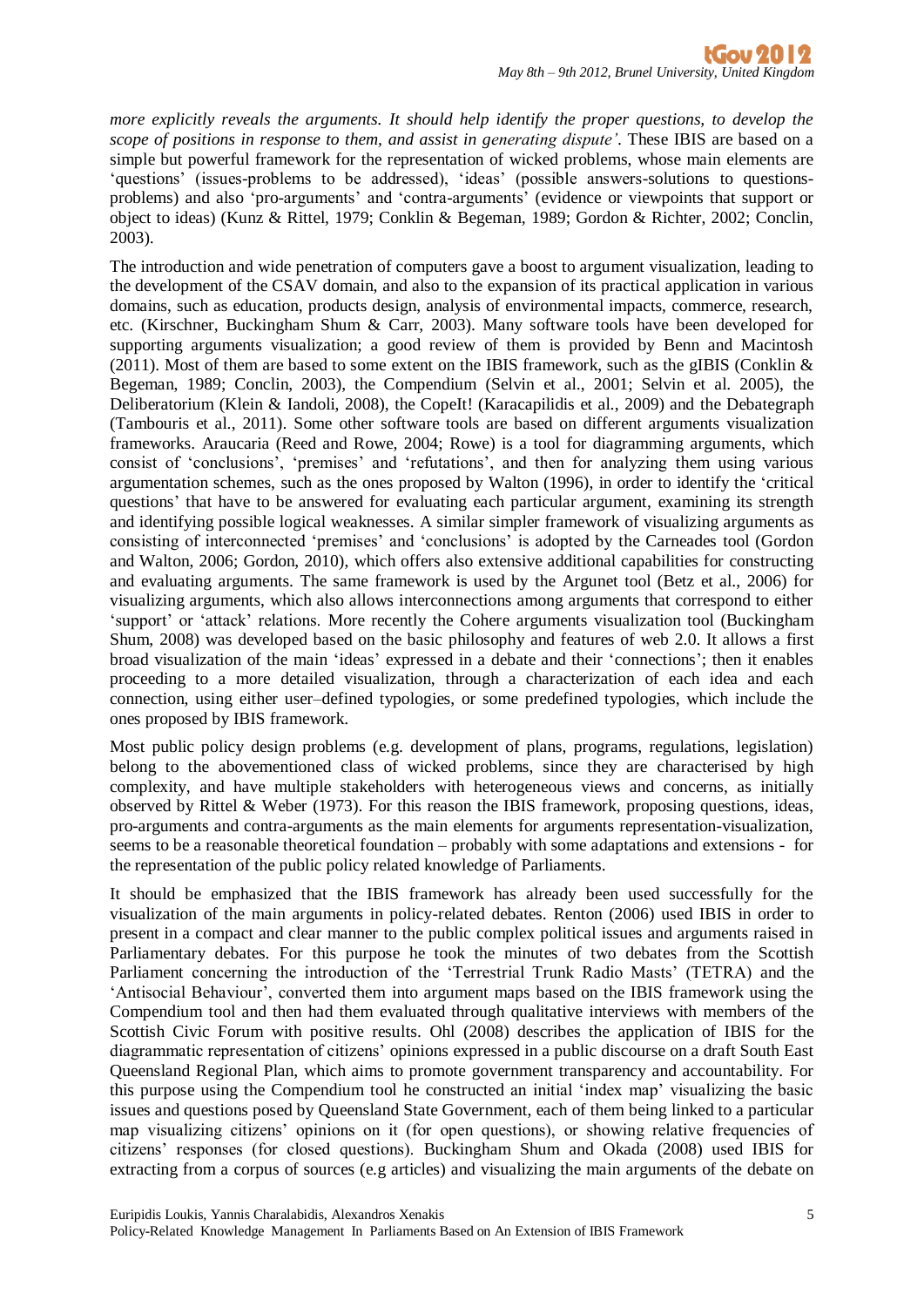*more explicitly reveals the arguments. It should help identify the proper questions, to develop the scope of positions in response to them, and assist in generating dispute'.* These IBIS are based on a simple but powerful framework for the representation of wicked problems, whose main elements are 'questions' (issues-problems to be addressed), 'ideas' (possible answers-solutions to questions-problems) and also 'pro-arguments' and 'contra-arguments' (evidence or viewpoints that support or object to ideas) (Kunz & Rittel, 1979; Conklin & Begeman, 1989; Gordon & Richter, 2002; Conclin, 2003).

The introduction and wide penetration of computers gave a boost to argument visualization, leading to the development of the CSAV domain, and also to the expansion of its practical application in various domains, such as education, products design, analysis of environmental impacts, commerce, research, etc. (Kirschner, Buckingham Shum & Carr, 2003). Many software tools have been developed for supporting arguments visualization; a good review of them is provided by Benn and Macintosh (2011). Most of them are based to some extent on the IBIS framework, such as the gIBIS (Conklin & Begeman, 1989; Conclin, 2003), the Compendium (Selvin et al., 2001; Selvin et al. 2005), the Deliberatorium (Klein & Iandoli, 2008), the CopeIt! (Karacapilidis et al., 2009) and the Debategraph (Tambouris et al., 2011). Some other software tools are based on different arguments visualization frameworks. Araucaria (Reed and Rowe, 2004; Rowe) is a tool for diagramming arguments, which consist of 'conclusions', 'premises' and 'refutations', and then for analyzing them using various argumentation schemes, such as the ones proposed by Walton (1996), in order to identify the 'critical questions' that have to be answered for evaluating each particular argument, examining its strength and identifying possible logical weaknesses. A similar simpler framework of visualizing arguments as consisting of interconnected 'premises' and 'conclusions' is adopted by the Carneades tool (Gordon and Walton, 2006; Gordon, 2010), which offers also extensive additional capabilities for constructing and evaluating arguments. The same framework is used by the Argunet tool (Betz et al., 2006) for visualizing arguments, which also allows interconnections among arguments that correspond to either 'support' or 'attack' relations. More recently the Cohere arguments visualization tool (Buckingham Shum, 2008) was developed based on the basic philosophy and features of web 2.0. It allows a first broad visualization of the main 'ideas' expressed in a debate and their 'connections'; then it enables proceeding to a more detailed visualization, through a characterization of each idea and each connection, using either user–defined typologies, or some predefined typologies, which include the ones proposed by IBIS framework.

Most public policy design problems (e.g. development of plans, programs, regulations, legislation) belong to the abovementioned class of wicked problems, since they are characterised by high complexity, and have multiple stakeholders with heterogeneous views and concerns, as initially observed by Rittel & Weber (1973). For this reason the IBIS framework, proposing questions, ideas, pro-arguments and contra-arguments as the main elements for arguments representation-visualization, seems to be a reasonable theoretical foundation – probably with some adaptations and extensions - for the representation of the public policy related knowledge of Parliaments.

It should be emphasized that the IBIS framework has already been used successfully for the visualization of the main arguments in policy-related debates. Renton (2006) used IBIS in order to present in a compact and clear manner to the public complex political issues and arguments raised in Parliamentary debates. For this purpose he took the minutes of two debates from the Scottish Parliament concerning the introduction of the 'Terrestrial Trunk Radio Masts' (TETRA) and the 'Antisocial Behaviour', converted them into argument maps based on the IBIS framework using the Compendium tool and then had them evaluated through qualitative interviews with members of the Scottish Civic Forum with positive results. Ohl (2008) describes the application of IBIS for the diagrammatic representation of citizens' opinions expressed in a public discourse on a draft South East Queensland Regional Plan, which aims to promote government transparency and accountability. For this purpose using the Compendium tool he constructed an initial 'index map' visualizing the basic issues and questions posed by Queensland State Government, each of them being linked to a particular map visualizing citizens' opinions on it (for open questions), or showing relative frequencies of citizens' responses (for closed questions). Buckingham Shum and Okada (2008) used IBIS for extracting from a corpus of sources (e.g articles) and visualizing the main arguments of the debate on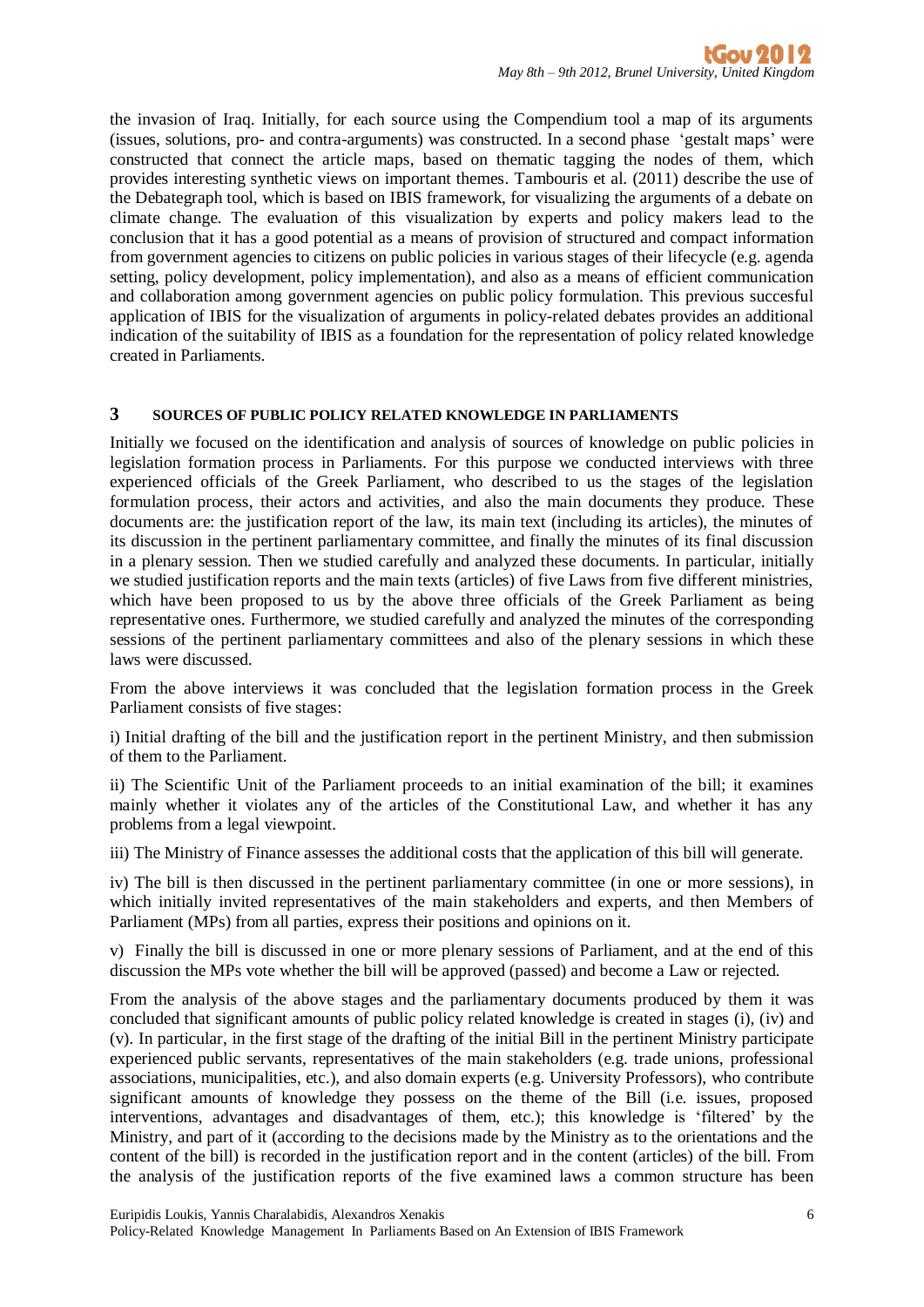the invasion of Iraq. Initially, for each source using the Compendium tool a map of its arguments (issues, solutions, pro- and contra-arguments) was constructed. In a second phase 'gestalt maps' were constructed that connect the article maps, based on thematic tagging the nodes of them, which provides interesting synthetic views on important themes. Tambouris et al. (2011) describe the use of the Debategraph tool, which is based on IBIS framework, for visualizing the arguments of a debate on climate change. The evaluation of this visualization by experts and policy makers lead to the conclusion that it has a good potential as a means of provision of structured and compact information from government agencies to citizens on public policies in various stages of their lifecycle (e.g. agenda setting, policy development, policy implementation), and also as a means of efficient communication and collaboration among government agencies on public policy formulation. This previous succesful application of IBIS for the visualization of arguments in policy-related debates provides an additional indication of the suitability of IBIS as a foundation for the representation of policy related knowledge created in Parliaments.

## 3 SOURCES OF PUBLIC POLICY RELATED KNOWLEDGE IN PARLIAMENTS

Initially we focused on the identification and analysis of sources of knowledge on public policies in legislation formation process in Parliaments. For this purpose we conducted interviews with three experienced officials of the Greek Parliament, who described to us the stages of the legislation formulation process, their actors and activities, and also the main documents they produce. These documents are: the justification report of the law, its main text (including its articles), the minutes of its discussion in the pertinent parliamentary committee, and finally the minutes of its final discussion in a plenary session. Then we studied carefully and analyzed these documents. In particular, initially we studied justification reports and the main texts (articles) of five Laws from five different ministries, which have been proposed to us by the above three officials of the Greek Parliament as being representative ones. Furthermore, we studied carefully and analyzed the minutes of the corresponding sessions of the pertinent parliamentary committees and also of the plenary sessions in which these laws were discussed.

From the above interviews it was concluded that the legislation formation process in the Greek Parliament consists of five stages:

i) Initial drafting of the bill and the justification report in the pertinent Ministry, and then submission of them to the Parliament.

ii) The Scientific Unit of the Parliament proceeds to an initial examination of the bill; it examines mainly whether it violates any of the articles of the Constitutional Law, and whether it has any problems from a legal viewpoint.

iii) The Ministry of Finance assesses the additional costs that the application of this bill will generate.

iv) The bill is then discussed in the pertinent parliamentary committee (in one or more sessions), in which initially invited representatives of the main stakeholders and experts, and then Members of Parliament (MPs) from all parties, express their positions and opinions on it.

v) Finally the bill is discussed in one or more plenary sessions of Parliament, and at the end of this discussion the MPs vote whether the bill will be approved (passed) and become a Law or rejected.

From the analysis of the above stages and the parliamentary documents produced by them it was concluded that significant amounts of public policy related knowledge is created in stages (i), (iv) and (v). In particular, in the first stage of the drafting of the initial Bill in the pertinent Ministry participate experienced public servants, representatives of the main stakeholders (e.g. trade unions, professional associations, municipalities, etc.), and also domain experts (e.g. University Professors), who contribute significant amounts of knowledge they possess on the theme of the Bill (i.e. issues, proposed interventions, advantages and disadvantages of them, etc.); this knowledge is 'filtered' by the Ministry, and part of it (according to the decisions made by the Ministry as to the orientations and the content of the bill) is recorded in the justification report and in the content (articles) of the bill. From the analysis of the justification reports of the five examined laws a common structure has been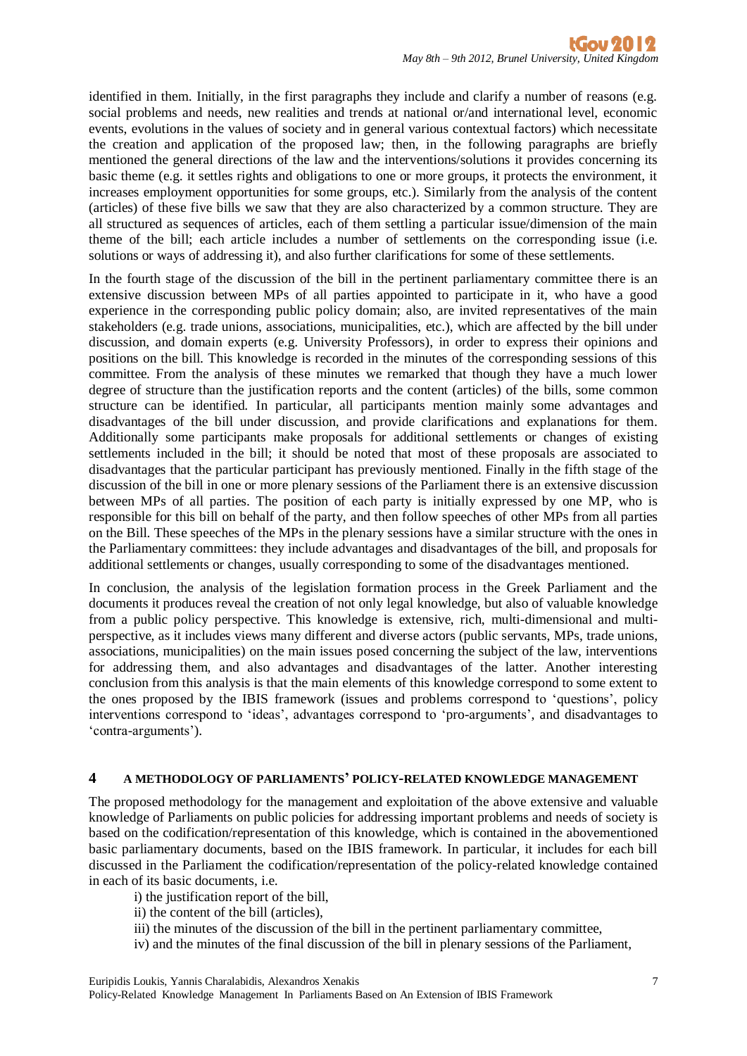identified in them. Initially, in the first paragraphs they include and clarify a number of reasons (e.g. social problems and needs, new realities and trends at national or/and international level, economic events, evolutions in the values of society and in general various contextual factors) which necessitate the creation and application of the proposed law; then, in the following paragraphs are briefly mentioned the general directions of the law and the interventions/solutions it provides concerning its basic theme (e.g. it settles rights and obligations to one or more groups, it protects the environment, it increases employment opportunities for some groups, etc.). Similarly from the analysis of the content (articles) of these five bills we saw that they are also characterized by a common structure. They are all structured as sequences of articles, each of them settling a particular issue/dimension of the main theme of the bill; each article includes a number of settlements on the corresponding issue (i.e. solutions or ways of addressing it), and also further clarifications for some of these settlements.

In the fourth stage of the discussion of the bill in the pertinent parliamentary committee there is an extensive discussion between MPs of all parties appointed to participate in it, who have a good experience in the corresponding public policy domain; also, are invited representatives of the main stakeholders (e.g. trade unions, associations, municipalities, etc.), which are affected by the bill under discussion, and domain experts (e.g. University Professors), in order to express their opinions and positions on the bill. This knowledge is recorded in the minutes of the corresponding sessions of this committee. From the analysis of these minutes we remarked that though they have a much lower degree of structure than the justification reports and the content (articles) of the bills, some common structure can be identified. In particular, all participants mention mainly some advantages and disadvantages of the bill under discussion, and provide clarifications and explanations for them. Additionally some participants make proposals for additional settlements or changes of existing settlements included in the bill; it should be noted that most of these proposals are associated to disadvantages that the particular participant has previously mentioned. Finally in the fifth stage of the discussion of the bill in one or more plenary sessions of the Parliament there is an extensive discussion between MPs of all parties. The position of each party is initially expressed by one MP, who is responsible for this bill on behalf of the party, and then follow speeches of other MPs from all parties on the Bill. These speeches of the MPs in the plenary sessions have a similar structure with the ones in the Parliamentary committees: they include advantages and disadvantages of the bill, and proposals for additional settlements or changes, usually corresponding to some of the disadvantages mentioned.

In conclusion, the analysis of the legislation formation process in the Greek Parliament and the documents it produces reveal the creation of not only legal knowledge, but also of valuable knowledge from a public policy perspective. This knowledge is extensive, rich, multi-dimensional and multi-perspective, as it includes views many different and diverse actors (public servants, MPs, trade unions, associations, municipalities) on the main issues posed concerning the subject of the law, interventions for addressing them, and also advantages and disadvantages of the latter. Another interesting conclusion from this analysis is that the main elements of this knowledge correspond to some extent to the ones proposed by the IBIS framework (issues and problems correspond to 'questions', policy interventions correspond to 'ideas', advantages correspond to 'pro-arguments', and disadvantages to 'contra-arguments').

## 4 A METHODOLOGY OF PARLIAMENTS' POLICY-RELATED KNOWLEDGE MANAGEMENT

The proposed methodology for the management and exploitation of the above extensive and valuable knowledge of Parliaments on public policies for addressing important problems and needs of society is based on the codification/representation of this knowledge, which is contained in the abovementioned basic parliamentary documents, based on the IBIS framework. In particular, it includes for each bill discussed in the Parliament the codification/representation of the policy-related knowledge contained in each of its basic documents, i.e.

i) the justification report of the bill,
ii) the content of the bill (articles),
iii) the minutes of the discussion of the bill in the pertinent parliamentary committee,
iv) and the minutes of the final discussion of the bill in plenary sessions of the Parliament,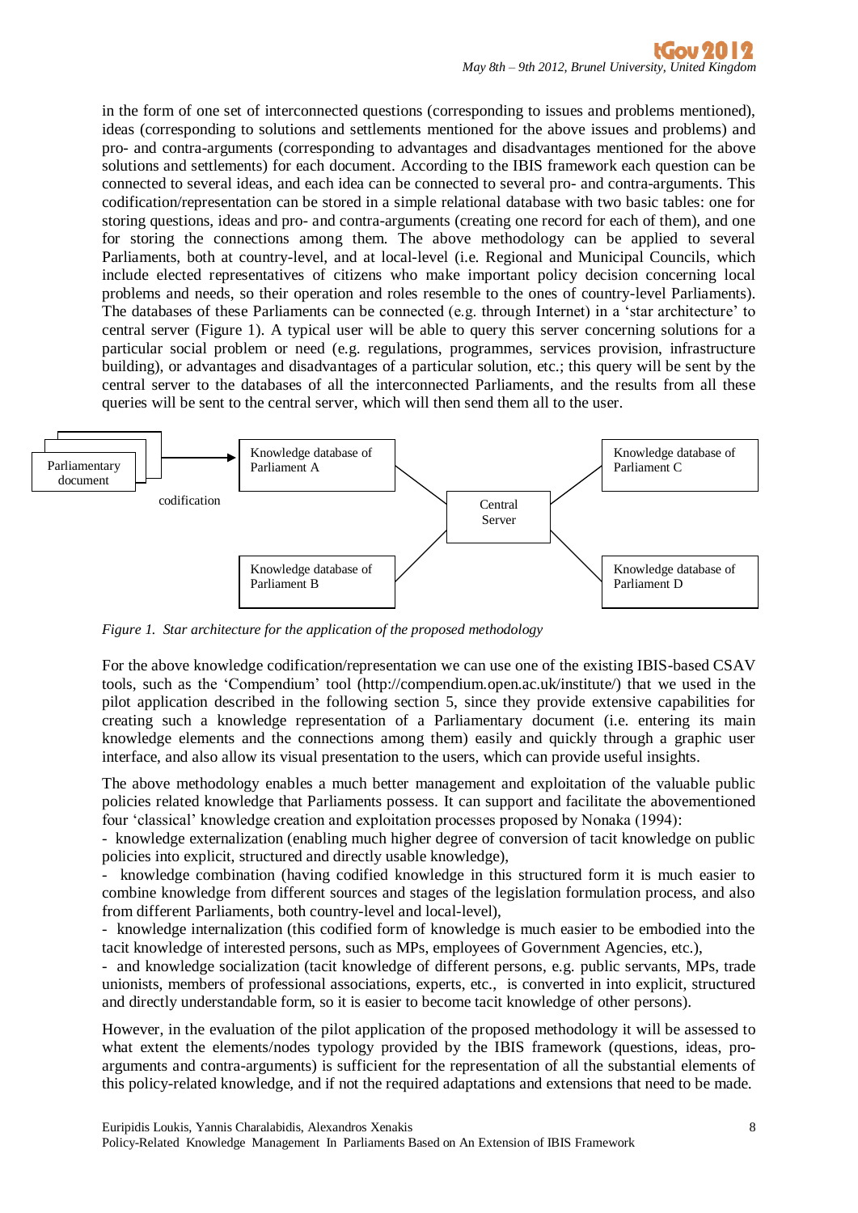in the form of one set of interconnected questions (corresponding to issues and problems mentioned), ideas (corresponding to solutions and settlements mentioned for the above issues and problems) and pro- and contra-arguments (corresponding to advantages and disadvantages mentioned for the above solutions and settlements) for each document. According to the IBIS framework each question can be connected to several ideas, and each idea can be connected to several pro- and contra-arguments. This codification/representation can be stored in a simple relational database with two basic tables: one for storing questions, ideas and pro- and contra-arguments (creating one record for each of them), and one for storing the connections among them. The above methodology can be applied to several Parliaments, both at country-level, and at local-level (i.e. Regional and Municipal Councils, which include elected representatives of citizens who make important policy decision concerning local problems and needs, so their operation and roles resemble to the ones of country-level Parliaments). The databases of these Parliaments can be connected (e.g. through Internet) in a 'star architecture' to central server (Figure 1). A typical user will be able to query this server concerning solutions for a particular social problem or need (e.g. regulations, programmes, services provision, infrastructure building), or advantages and disadvantages of a particular solution, etc.; this query will be sent by the central server to the databases of all the interconnected Parliaments, and the results from all these queries will be sent to the central server, which will then send them all to the user.

Parliamentary document

codification

Knowledge database of Parliament A

Knowledge database of Parliament B

Central Server

Knowledge database of Parliament C

Knowledge database of Parliament D

*Figure 1. Star architecture for the application of the proposed methodology*

For the above knowledge codification/representation we can use one of the existing IBIS-based CSAV tools, such as the 'Compendium' tool (http://compendium.open.ac.uk/institute/) that we used in the pilot application described in the following section 5, since they provide extensive capabilities for creating such a knowledge representation of a Parliamentary document (i.e. entering its main knowledge elements and the connections among them) easily and quickly through a graphic user interface, and also allow its visual presentation to the users, which can provide useful insights.

The above methodology enables a much better management and exploitation of the valuable public policies related knowledge that Parliaments possess. It can support and facilitate the abovementioned four 'classical' knowledge creation and exploitation processes proposed by Nonaka (1994):

- knowledge externalization (enabling much higher degree of conversion of tacit knowledge on public policies into explicit, structured and directly usable knowledge),
- knowledge combination (having codified knowledge in this structured form it is much easier to combine knowledge from different sources and stages of the legislation formulation process, and also from different Parliaments, both country-level and local-level),
- knowledge internalization (this codified form of knowledge is much easier to be embodied into the tacit knowledge of interested persons, such as MPs, employees of Government Agencies, etc.),
- and knowledge socialization (tacit knowledge of different persons, e.g. public servants, MPs, trade unionists, members of professional associations, experts, etc., is converted in into explicit, structured and directly understandable form, so it is easier to become tacit knowledge of other persons).

However, in the evaluation of the pilot application of the proposed methodology it will be assessed to what extent the elements/nodes typology provided by the IBIS framework (questions, ideas, pro-arguments and contra-arguments) is sufficient for the representation of all the substantial elements of this policy-related knowledge, and if not the required adaptations and extensions that need to be made.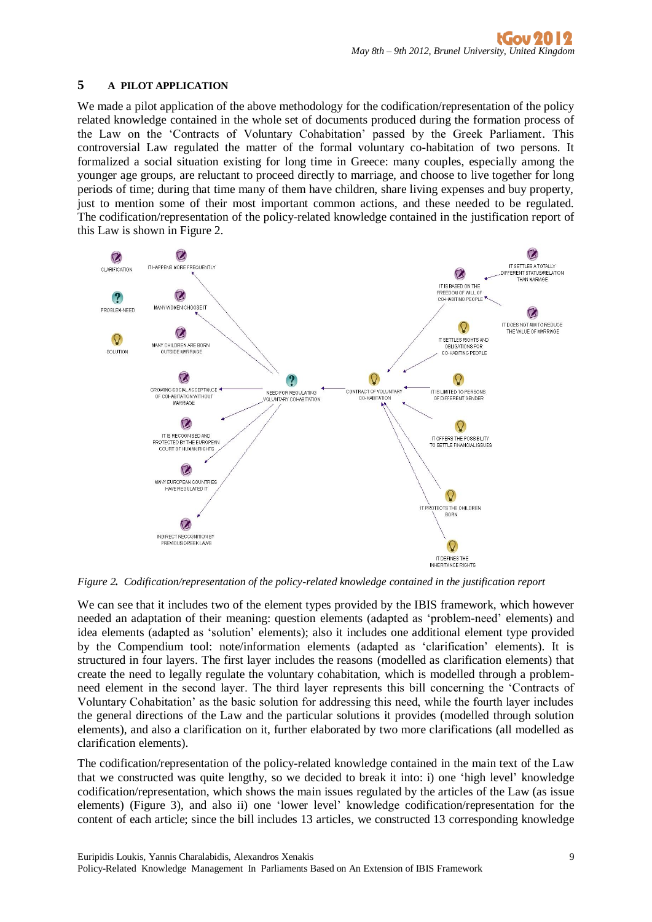## 5 A PILOT APPLICATION

We made a pilot application of the above methodology for the codification/representation of the policy related knowledge contained in the whole set of documents produced during the formation process of the Law on the 'Contracts of Voluntary Cohabitation' passed by the Greek Parliament. This controversial Law regulated the matter of the formal voluntary co-habitation of two persons. It formalized a social situation existing for long time in Greece: many couples, especially among the younger age groups, are reluctant to proceed directly to marriage, and choose to live together for long periods of time; during that time many of them have children, share living expenses and buy property, just to mention some of their most important common actions, and these needed to be regulated. The codification/representation of the policy-related knowledge contained in the justification report of this Law is shown in Figure 2.

*Figure 2. Codification/representation of the policy-related knowledge contained in the justification report*

We can see that it includes two of the element types provided by the IBIS framework, which however needed an adaptation of their meaning: question elements (adapted as 'problem-need' elements) and idea elements (adapted as 'solution' elements); also it includes one additional element type provided by the Compendium tool: note/information elements (adapted as 'clarification' elements). It is structured in four layers. The first layer includes the reasons (modelled as clarification elements) that create the need to legally regulate the voluntary cohabitation, which is modelled through a problem-need element in the second layer. The third layer represents this bill concerning the 'Contracts of Voluntary Cohabitation' as the basic solution for addressing this need, while the fourth layer includes the general directions of the Law and the particular solutions it provides (modelled through solution elements), and also a clarification on it, further elaborated by two more clarifications (all modelled as clarification elements).

The codification/representation of the policy-related knowledge contained in the main text of the Law that we constructed was quite lengthy, so we decided to break it into: i) one 'high level' knowledge codification/representation, which shows the main issues regulated by the articles of the Law (as issue elements) (Figure 3), and also ii) one 'lower level' knowledge codification/representation for the content of each article; since the bill includes 13 articles, we constructed 13 corresponding knowledge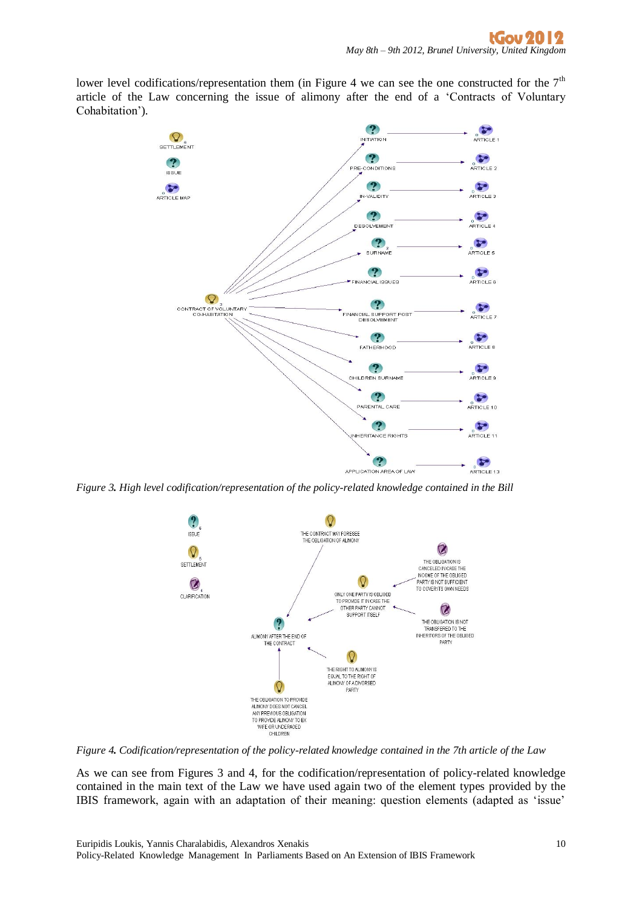lower level codifications/representation them (in Figure 4 we can see the one constructed for the 7th article of the Law concerning the issue of alimony after the end of a 'Contracts of Voluntary Cohabitation').

*Figure 3. High level codification/representation of the policy-related knowledge contained in the Bill*

*Figure 4. Codification/representation of the policy-related knowledge contained in the 7th article of the Law*

As we can see from Figures 3 and 4, for the codification/representation of policy-related knowledge contained in the main text of the Law we have used again two of the element types provided by the IBIS framework, again with an adaptation of their meaning: question elements (adapted as 'issue'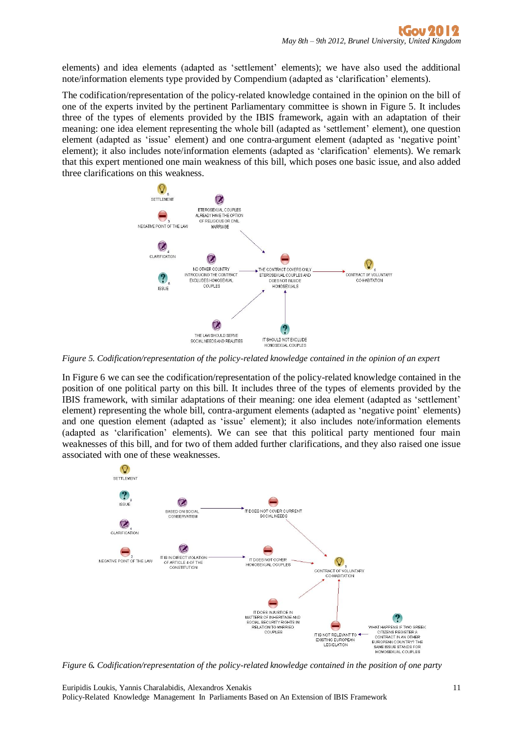elements) and idea elements (adapted as 'settlement' elements); we have also used the additional note/information elements type provided by Compendium (adapted as 'clarification' elements).

The codification/representation of the policy-related knowledge contained in the opinion on the bill of one of the experts invited by the pertinent Parliamentary committee is shown in Figure 5. It includes three of the types of elements provided by the IBIS framework, again with an adaptation of their meaning: one idea element representing the whole bill (adapted as 'settlement' element), one question element (adapted as 'issue' element) and one contra-argument element (adapted as 'negative point' element); it also includes note/information elements (adapted as 'clarification' elements). We remark that this expert mentioned one main weakness of this bill, which poses one basic issue, and also added three clarifications on this weakness.

*Figure 5. Codification/representation of the policy-related knowledge contained in the opinion of an expert*

In Figure 6 we can see the codification/representation of the policy-related knowledge contained in the position of one political party on this bill. It includes three of the types of elements provided by the IBIS framework, with similar adaptations of their meaning: one idea element (adapted as 'settlement' element) representing the whole bill, contra-argument elements (adapted as 'negative point' elements) and one question element (adapted as 'issue' element); it also includes note/information elements (adapted as 'clarification' elements). We can see that this political party mentioned four main weaknesses of this bill, and for two of them added further clarifications, and they also raised one issue associated with one of these weaknesses.

*Figure 6. Codification/representation of the policy-related knowledge contained in the position of one party*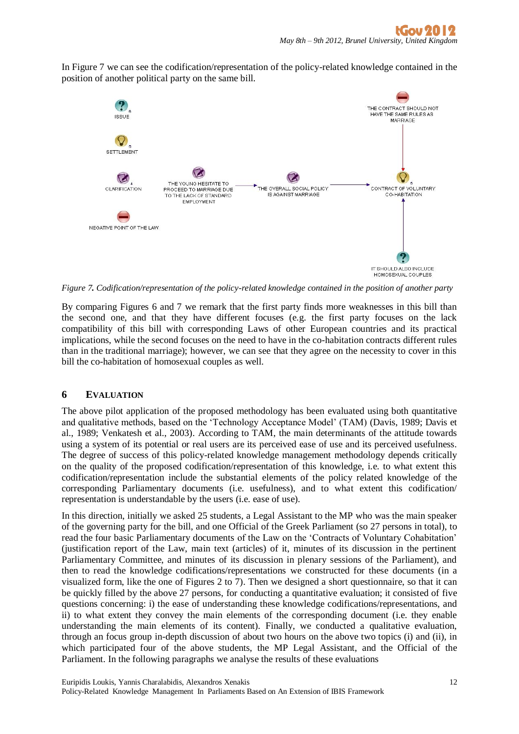In Figure 7 we can see the codification/representation of the policy-related knowledge contained in the position of another political party on the same bill.

ISSUE

SETTLEMENT

CLARIFICATION

NEGATIVE POINT OF THE LAW

THE YOUNG HESITATE TO PROCEED TO MARRIAGE DUE TO THE LACK OF STANDARD EMPLOYMENT

THE OVERALL SOCIAL POLICY IS AGAINST MARRIAGE

THE CONTRACT SHOULD NOT HAVE THE SAME RULES AS MARRIAGE

CONTRACT OF VOLUNTARY CO-HABITATION

IT SHOULD ALSO INCLUDE HOMOSEXUAL COUPLES

*Figure 7. Codification/representation of the policy-related knowledge contained in the position of another party*

By comparing Figures 6 and 7 we remark that the first party finds more weaknesses in this bill than the second one, and that they have different focuses (e.g. the first party focuses on the lack compatibility of this bill with corresponding Laws of other European countries and its practical implications, while the second focuses on the need to have in the co-habitation contracts different rules than in the traditional marriage); however, we can see that they agree on the necessity to cover in this bill the co-habitation of homosexual couples as well.

## 6 EVALUATION

The above pilot application of the proposed methodology has been evaluated using both quantitative and qualitative methods, based on the 'Technology Acceptance Model' (TAM) (Davis, 1989; Davis et al., 1989; Venkatesh et al., 2003). According to TAM, the main determinants of the attitude towards using a system of its potential or real users are its perceived ease of use and its perceived usefulness. The degree of success of this policy-related knowledge management methodology depends critically on the quality of the proposed codification/representation of this knowledge, i.e. to what extent this codification/representation include the substantial elements of the policy related knowledge of the corresponding Parliamentary documents (i.e. usefulness), and to what extent this codification/ representation is understandable by the users (i.e. ease of use).

In this direction, initially we asked 25 students, a Legal Assistant to the MP who was the main speaker of the governing party for the bill, and one Official of the Greek Parliament (so 27 persons in total), to read the four basic Parliamentary documents of the Law on the 'Contracts of Voluntary Cohabitation' (justification report of the Law, main text (articles) of it, minutes of its discussion in the pertinent Parliamentary Committee, and minutes of its discussion in plenary sessions of the Parliament), and then to read the knowledge codifications/representations we constructed for these documents (in a visualized form, like the one of Figures 2 to 7). Then we designed a short questionnaire, so that it can be quickly filled by the above 27 persons, for conducting a quantitative evaluation; it consisted of five questions concerning: i) the ease of understanding these knowledge codifications/representations, and ii) to what extent they convey the main elements of the corresponding document (i.e. they enable understanding the main elements of its content). Finally, we conducted a qualitative evaluation, through an focus group in-depth discussion of about two hours on the above two topics (i) and (ii), in which participated four of the above students, the MP Legal Assistant, and the Official of the Parliament. In the following paragraphs we analyse the results of these evaluations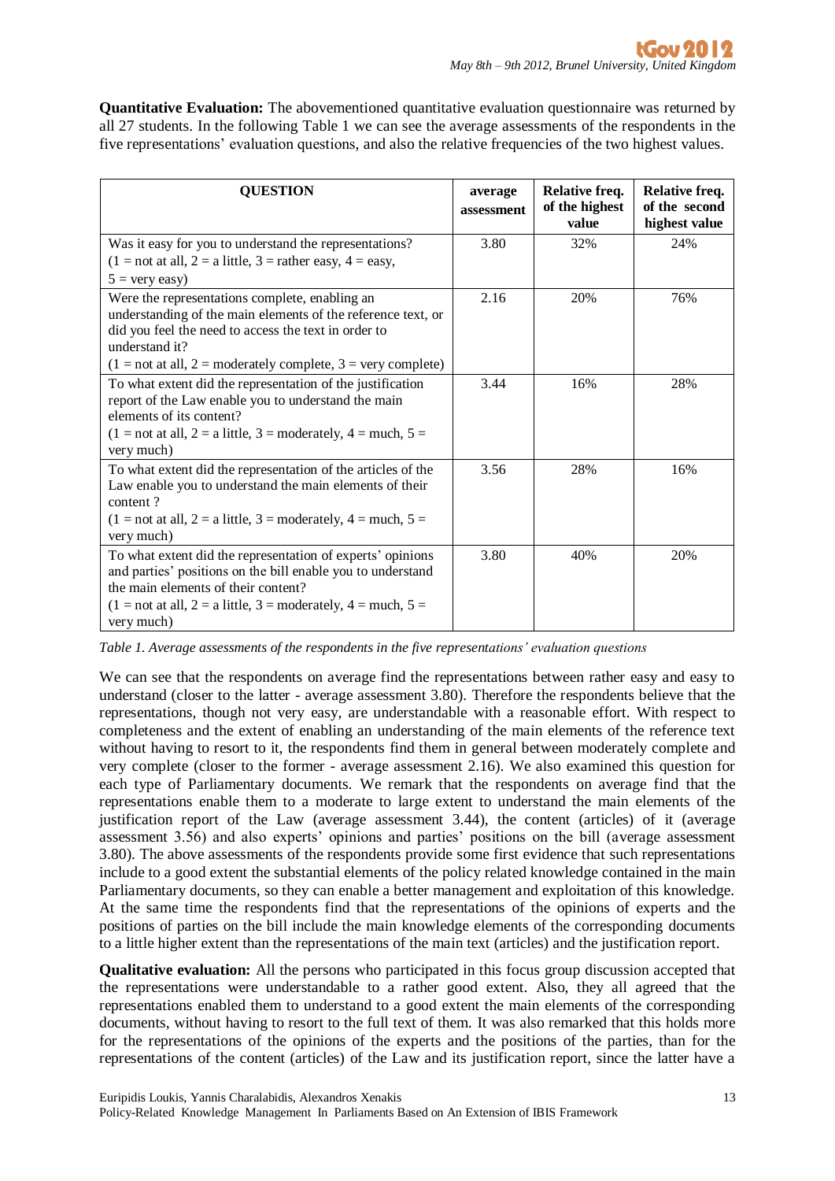**Quantitative Evaluation:** The abovementioned quantitative evaluation questionnaire was returned by all 27 students. In the following Table 1 we can see the average assessments of the respondents in the five representations' evaluation questions, and also the relative frequencies of the two highest values.

| QUESTION | average assessment | Relative freq. of the highest value | Relative freq. of the second highest value |
|---|---|---|---|
| Was it easy for you to understand the representations? (1 = not at all, 2 = a little, 3 = rather easy, 4 = easy, 5 = very easy) | 3.80 | 32% | 24% |
| Were the representations complete, enabling an understanding of the main elements of the reference text, or did you feel the need to access the text in order to understand it? (1 = not at all, 2 = moderately complete, 3 = very complete) | 2.16 | 20% | 76% |
| To what extent did the representation of the justification report of the Law enable you to understand the main elements of its content? (1 = not at all, 2 = a little, 3 = moderately, 4 = much, 5 = very much) | 3.44 | 16% | 28% |
| To what extent did the representation of the articles of the Law enable you to understand the main elements of their content ? (1 = not at all, 2 = a little, 3 = moderately, 4 = much, 5 = very much) | 3.56 | 28% | 16% |
| To what extent did the representation of experts' opinions and parties' positions on the bill enable you to understand the main elements of their content? (1 = not at all, 2 = a little, 3 = moderately, 4 = much, 5 = very much) | 3.80 | 40% | 20% |

*Table 1. Average assessments of the respondents in the five representations' evaluation questions*

We can see that the respondents on average find the representations between rather easy and easy to understand (closer to the latter - average assessment 3.80). Therefore the respondents believe that the representations, though not very easy, are understandable with a reasonable effort. With respect to completeness and the extent of enabling an understanding of the main elements of the reference text without having to resort to it, the respondents find them in general between moderately complete and very complete (closer to the former - average assessment 2.16). We also examined this question for each type of Parliamentary documents. We remark that the respondents on average find that the representations enable them to a moderate to large extent to understand the main elements of the justification report of the Law (average assessment 3.44), the content (articles) of it (average assessment 3.56) and also experts' opinions and parties' positions on the bill (average assessment 3.80). The above assessments of the respondents provide some first evidence that such representations include to a good extent the substantial elements of the policy related knowledge contained in the main Parliamentary documents, so they can enable a better management and exploitation of this knowledge. At the same time the respondents find that the representations of the opinions of experts and the positions of parties on the bill include the main knowledge elements of the corresponding documents to a little higher extent than the representations of the main text (articles) and the justification report.

**Qualitative evaluation:** All the persons who participated in this focus group discussion accepted that the representations were understandable to a rather good extent. Also, they all agreed that the representations enabled them to understand to a good extent the main elements of the corresponding documents, without having to resort to the full text of them. It was also remarked that this holds more for the representations of the opinions of the experts and the positions of the parties, than for the representations of the content (articles) of the Law and its justification report, since the latter have a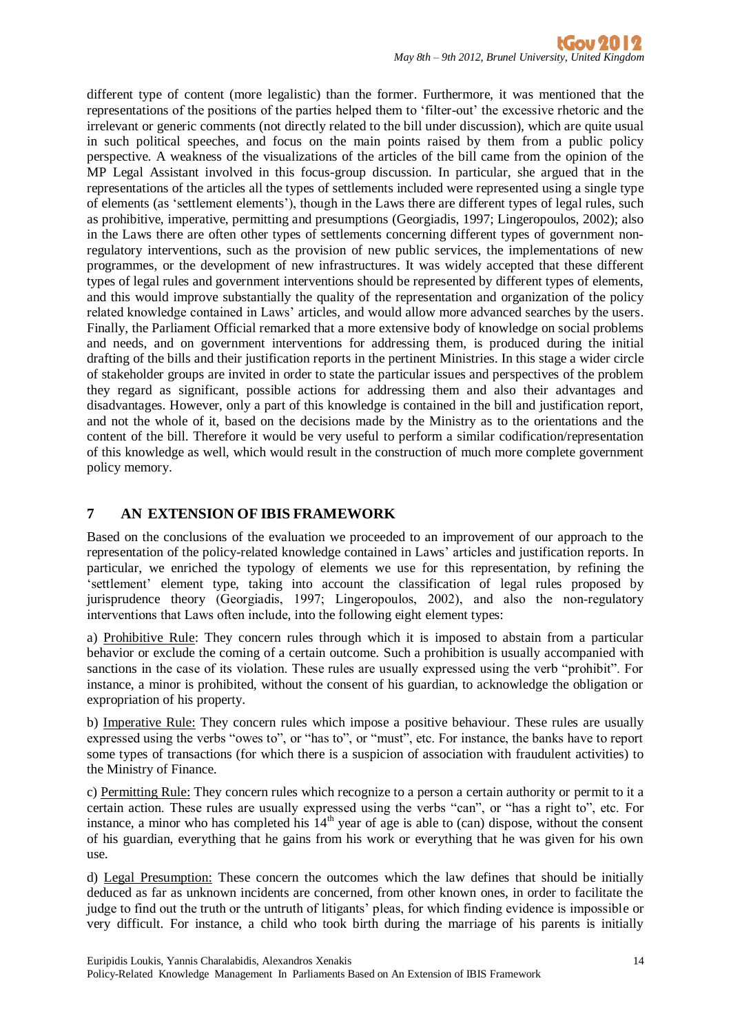different type of content (more legalistic) than the former. Furthermore, it was mentioned that the representations of the positions of the parties helped them to 'filter-out' the excessive rhetoric and the irrelevant or generic comments (not directly related to the bill under discussion), which are quite usual in such political speeches, and focus on the main points raised by them from a public policy perspective. A weakness of the visualizations of the articles of the bill came from the opinion of the MP Legal Assistant involved in this focus-group discussion. In particular, she argued that in the representations of the articles all the types of settlements included were represented using a single type of elements (as 'settlement elements'), though in the Laws there are different types of legal rules, such as prohibitive, imperative, permitting and presumptions (Georgiadis, 1997; Lingeropoulos, 2002); also in the Laws there are often other types of settlements concerning different types of government non-regulatory interventions, such as the provision of new public services, the implementations of new programmes, or the development of new infrastructures. It was widely accepted that these different types of legal rules and government interventions should be represented by different types of elements, and this would improve substantially the quality of the representation and organization of the policy related knowledge contained in Laws' articles, and would allow more advanced searches by the users. Finally, the Parliament Official remarked that a more extensive body of knowledge on social problems and needs, and on government interventions for addressing them, is produced during the initial drafting of the bills and their justification reports in the pertinent Ministries. In this stage a wider circle of stakeholder groups are invited in order to state the particular issues and perspectives of the problem they regard as significant, possible actions for addressing them and also their advantages and disadvantages. However, only a part of this knowledge is contained in the bill and justification report, and not the whole of it, based on the decisions made by the Ministry as to the orientations and the content of the bill. Therefore it would be very useful to perform a similar codification/representation of this knowledge as well, which would result in the construction of much more complete government policy memory.

## 7 AN EXTENSION OF IBIS FRAMEWORK

Based on the conclusions of the evaluation we proceeded to an improvement of our approach to the representation of the policy-related knowledge contained in Laws' articles and justification reports. In particular, we enriched the typology of elements we use for this representation, by refining the 'settlement' element type, taking into account the classification of legal rules proposed by jurisprudence theory (Georgiadis, 1997; Lingeropoulos, 2002), and also the non-regulatory interventions that Laws often include, into the following eight element types:

a) Prohibitive Rule: They concern rules through which it is imposed to abstain from a particular behavior or exclude the coming of a certain outcome. Such a prohibition is usually accompanied with sanctions in the case of its violation. These rules are usually expressed using the verb "prohibit". For instance, a minor is prohibited, without the consent of his guardian, to acknowledge the obligation or expropriation of his property.

b) Imperative Rule: They concern rules which impose a positive behaviour. These rules are usually expressed using the verbs "owes to", or "has to", or "must", etc. For instance, the banks have to report some types of transactions (for which there is a suspicion of association with fraudulent activities) to the Ministry of Finance.

c) Permitting Rule: They concern rules which recognize to a person a certain authority or permit to it a certain action. These rules are usually expressed using the verbs "can", or "has a right to", etc. For instance, a minor who has completed his 14th year of age is able to (can) dispose, without the consent of his guardian, everything that he gains from his work or everything that he was given for his own use.

d) Legal Presumption: These concern the outcomes which the law defines that should be initially deduced as far as unknown incidents are concerned, from other known ones, in order to facilitate the judge to find out the truth or the untruth of litigants' pleas, for which finding evidence is impossible or very difficult. For instance, a child who took birth during the marriage of his parents is initially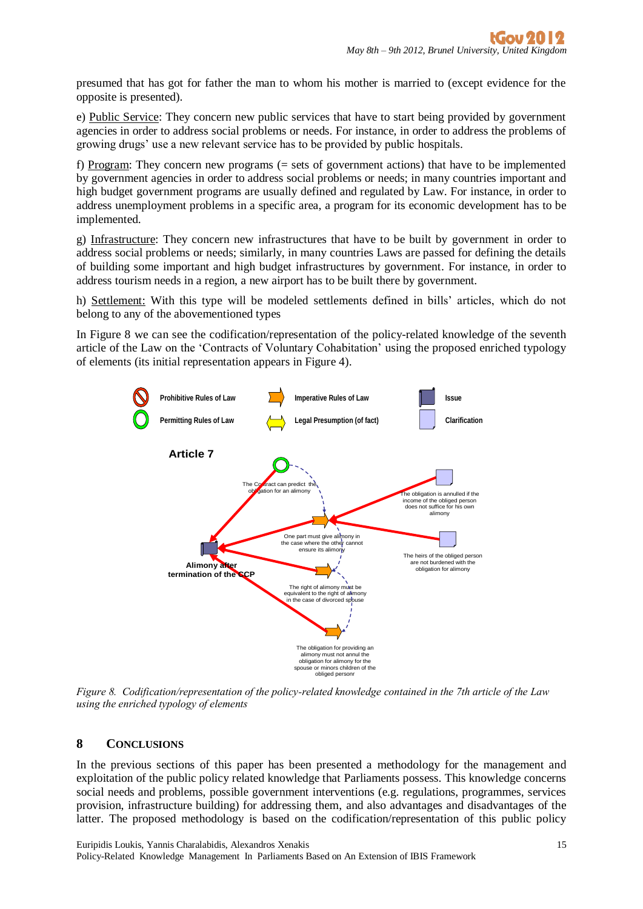presumed that has got for father the man to whom his mother is married to (except evidence for the opposite is presented).

e) Public Service: They concern new public services that have to start being provided by government agencies in order to address social problems or needs. For instance, in order to address the problems of growing drugs' use a new relevant service has to be provided by public hospitals.

f) Program: They concern new programs (= sets of government actions) that have to be implemented by government agencies in order to address social problems or needs; in many countries important and high budget government programs are usually defined and regulated by Law. For instance, in order to address unemployment problems in a specific area, a program for its economic development has to be implemented.

g) Infrastructure: They concern new infrastructures that have to be built by government in order to address social problems or needs; similarly, in many countries Laws are passed for defining the details of building some important and high budget infrastructures by government. For instance, in order to address tourism needs in a region, a new airport has to be built there by government.

h) Settlement: With this type will be modeled settlements defined in bills' articles, which do not belong to any of the abovementioned types

In Figure 8 we can see the codification/representation of the policy-related knowledge of the seventh article of the Law on the 'Contracts of Voluntary Cohabitation' using the proposed enriched typology of elements (its initial representation appears in Figure 4).

*Figure 8. Codification/representation of the policy-related knowledge contained in the 7th article of the Law using the enriched typology of elements*

## 8 CONCLUSIONS

In the previous sections of this paper has been presented a methodology for the management and exploitation of the public policy related knowledge that Parliaments possess. This knowledge concerns social needs and problems, possible government interventions (e.g. regulations, programmes, services provision, infrastructure building) for addressing them, and also advantages and disadvantages of the latter. The proposed methodology is based on the codification/representation of this public policy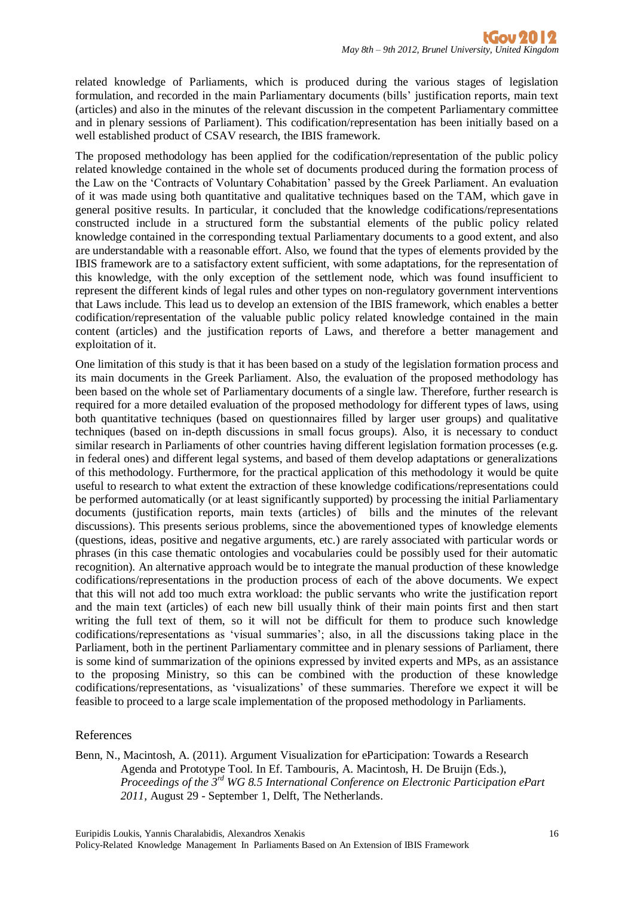related knowledge of Parliaments, which is produced during the various stages of legislation formulation, and recorded in the main Parliamentary documents (bills' justification reports, main text (articles) and also in the minutes of the relevant discussion in the competent Parliamentary committee and in plenary sessions of Parliament). This codification/representation has been initially based on a well established product of CSAV research, the IBIS framework.

The proposed methodology has been applied for the codification/representation of the public policy related knowledge contained in the whole set of documents produced during the formation process of the Law on the 'Contracts of Voluntary Cohabitation' passed by the Greek Parliament. An evaluation of it was made using both quantitative and qualitative techniques based on the TAM, which gave in general positive results. In particular, it concluded that the knowledge codifications/representations constructed include in a structured form the substantial elements of the public policy related knowledge contained in the corresponding textual Parliamentary documents to a good extent, and also are understandable with a reasonable effort. Also, we found that the types of elements provided by the IBIS framework are to a satisfactory extent sufficient, with some adaptations, for the representation of this knowledge, with the only exception of the settlement node, which was found insufficient to represent the different kinds of legal rules and other types on non-regulatory government interventions that Laws include. This lead us to develop an extension of the IBIS framework, which enables a better codification/representation of the valuable public policy related knowledge contained in the main content (articles) and the justification reports of Laws, and therefore a better management and exploitation of it.

One limitation of this study is that it has been based on a study of the legislation formation process and its main documents in the Greek Parliament. Also, the evaluation of the proposed methodology has been based on the whole set of Parliamentary documents of a single law. Therefore, further research is required for a more detailed evaluation of the proposed methodology for different types of laws, using both quantitative techniques (based on questionnaires filled by larger user groups) and qualitative techniques (based on in-depth discussions in small focus groups). Also, it is necessary to conduct similar research in Parliaments of other countries having different legislation formation processes (e.g. in federal ones) and different legal systems, and based of them develop adaptations or generalizations of this methodology. Furthermore, for the practical application of this methodology it would be quite useful to research to what extent the extraction of these knowledge codifications/representations could be performed automatically (or at least significantly supported) by processing the initial Parliamentary documents (justification reports, main texts (articles) of bills and the minutes of the relevant discussions). This presents serious problems, since the abovementioned types of knowledge elements (questions, ideas, positive and negative arguments, etc.) are rarely associated with particular words or phrases (in this case thematic ontologies and vocabularies could be possibly used for their automatic recognition). An alternative approach would be to integrate the manual production of these knowledge codifications/representations in the production process of each of the above documents. We expect that this will not add too much extra workload: the public servants who write the justification report and the main text (articles) of each new bill usually think of their main points first and then start writing the full text of them, so it will not be difficult for them to produce such knowledge codifications/representations as 'visual summaries'; also, in all the discussions taking place in the Parliament, both in the pertinent Parliamentary committee and in plenary sessions of Parliament, there is some kind of summarization of the opinions expressed by invited experts and MPs, as an assistance to the proposing Ministry, so this can be combined with the production of these knowledge codifications/representations, as 'visualizations' of these summaries. Therefore we expect it will be feasible to proceed to a large scale implementation of the proposed methodology in Parliaments.

## References

Benn, N., Macintosh, A. (2011). Argument Visualization for eParticipation: Towards a Research Agenda and Prototype Tool. In Ef. Tambouris, A. Macintosh, H. De Bruijn (Eds.), *Proceedings of the 3rd WG 8.5 International Conference on Electronic Participation ePart 2011,* August 29 - September 1, Delft, The Netherlands.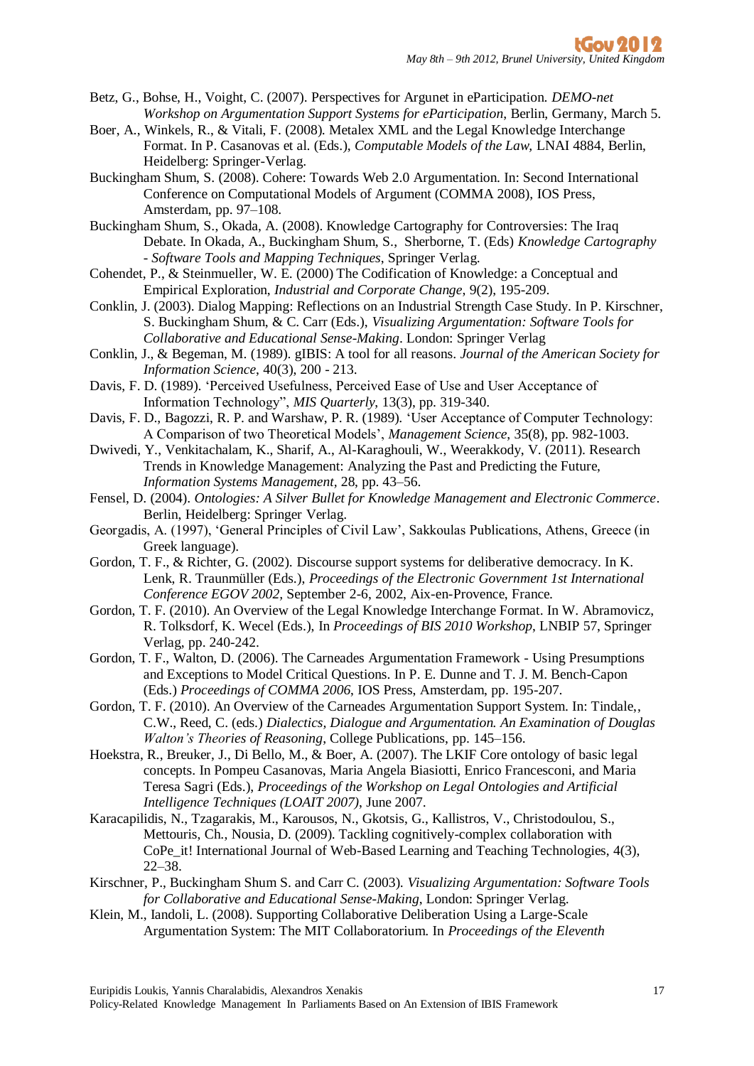Betz, G., Bohse, H., Voight, C. (2007). Perspectives for Argunet in eParticipation. *DEMO-net Workshop on Argumentation Support Systems for eParticipation*, Berlin, Germany, March 5.

Boer, A., Winkels, R., & Vitali, F. (2008). Metalex XML and the Legal Knowledge Interchange Format. In P. Casanovas et al. (Eds.), *Computable Models of the Law*, LNAI 4884, Berlin, Heidelberg: Springer-Verlag.

Buckingham Shum, S. (2008). Cohere: Towards Web 2.0 Argumentation. In: Second International Conference on Computational Models of Argument (COMMA 2008), IOS Press, Amsterdam, pp. 97–108.

Buckingham Shum, S., Okada, A. (2008). Knowledge Cartography for Controversies: The Iraq Debate. In Okada, A., Buckingham Shum, S., Sherborne, T. (Eds) *Knowledge Cartography - Software Tools and Mapping Techniques*, Springer Verlag.

Cohendet, P., & Steinmueller, W. E. (2000) The Codification of Knowledge: a Conceptual and Empirical Exploration, *Industrial and Corporate Change*, 9(2), 195-209.

Conklin, J. (2003). Dialog Mapping: Reflections on an Industrial Strength Case Study. In P. Kirschner, S. Buckingham Shum, & C. Carr (Eds.), *Visualizing Argumentation: Software Tools for Collaborative and Educational Sense-Making*. London: Springer Verlag

Conklin, J., & Begeman, M. (1989). gIBIS: A tool for all reasons. *Journal of the American Society for Information Science*, 40(3), 200 - 213.

Davis, F. D. (1989). 'Perceived Usefulness, Perceived Ease of Use and User Acceptance of Information Technology", *MIS Quarterly*, 13(3), pp. 319-340.

Davis, F. D., Bagozzi, R. P. and Warshaw, P. R. (1989). 'User Acceptance of Computer Technology: A Comparison of two Theoretical Models', *Management Science*, 35(8), pp. 982-1003.

Dwivedi, Y., Venkitachalam, K., Sharif, A., Al-Karaghouli, W., Weerakkody, V. (2011). Research Trends in Knowledge Management: Analyzing the Past and Predicting the Future, *Information Systems Management*, 28, pp. 43–56.

Fensel, D. (2004). *Ontologies: A Silver Bullet for Knowledge Management and Electronic Commerce*. Berlin, Heidelberg: Springer Verlag.

Georgadis, A. (1997), 'General Principles of Civil Law', Sakkoulas Publications, Athens, Greece (in Greek language).

Gordon, T. F., & Richter, G. (2002). Discourse support systems for deliberative democracy. In K. Lenk, R. Traunmüller (Eds.), *Proceedings of the Electronic Government 1st International Conference EGOV 2002*, September 2-6, 2002, Aix-en-Provence, France.

Gordon, T. F. (2010). An Overview of the Legal Knowledge Interchange Format. In W. Abramovicz, R. Tolksdorf, K. Wecel (Eds.), In *Proceedings of BIS 2010 Workshop*, LNBIP 57, Springer Verlag, pp. 240-242.

Gordon, T. F., Walton, D. (2006). The Carneades Argumentation Framework - Using Presumptions and Exceptions to Model Critical Questions. In P. E. Dunne and T. J. M. Bench-Capon (Eds.) *Proceedings of COMMA 2006*, IOS Press, Amsterdam, pp. 195-207.

Gordon, T. F. (2010). An Overview of the Carneades Argumentation Support System. In: Tindale,, C.W., Reed, C. (eds.) *Dialectics, Dialogue and Argumentation. An Examination of Douglas Walton's Theories of Reasoning*, College Publications, pp. 145–156.

Hoekstra, R., Breuker, J., Di Bello, M., & Boer, A. (2007). The LKIF Core ontology of basic legal concepts. In Pompeu Casanovas, Maria Angela Biasiotti, Enrico Francesconi, and Maria Teresa Sagri (Eds.), *Proceedings of the Workshop on Legal Ontologies and Artificial Intelligence Techniques (LOAIT 2007)*, June 2007.

Karacapilidis, N., Tzagarakis, M., Karousos, N., Gkotsis, G., Kallistros, V., Christodoulou, S., Mettouris, Ch., Nousia, D. (2009). Tackling cognitively-complex collaboration with CoPe_it! International Journal of Web-Based Learning and Teaching Technologies, 4(3), 22–38.

Kirschner, P., Buckingham Shum S. and Carr C. (2003). *Visualizing Argumentation: Software Tools for Collaborative and Educational Sense-Making*, London: Springer Verlag.

Klein, M., Iandoli, L. (2008). Supporting Collaborative Deliberation Using a Large-Scale Argumentation System: The MIT Collaboratorium. In *Proceedings of the Eleventh*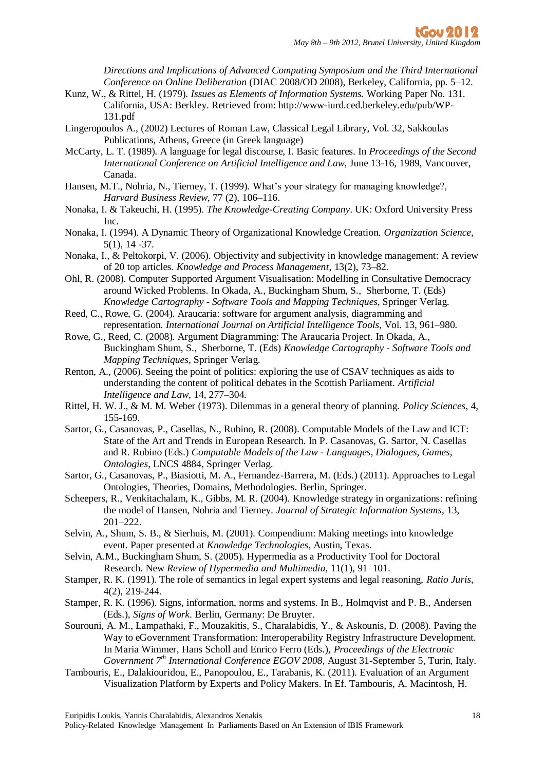*Directions and Implications of Advanced Computing Symposium and the Third International Conference on Online Deliberation* (DIAC 2008/OD 2008), Berkeley, California, pp. 5–12.

Kunz, W., & Rittel, H. (1979). *Issues as Elements of Information Systems.* Working Paper No. 131. California, USA: Berkley. Retrieved from: http://www-iurd.ced.berkeley.edu/pub/WP-131.pdf

Lingeropoulos A., (2002) Lectures of Roman Law, Classical Legal Library, Vol. 32, Sakkoulas Publications, Athens, Greece (in Greek language)

McCarty, L. T. (1989). A language for legal discourse, I. Basic features. In *Proceedings of the Second International Conference on Artificial Intelligence and Law*, June 13-16, 1989, Vancouver, Canada.

Hansen, M.T., Nohria, N., Tierney, T. (1999). What's your strategy for managing knowledge?, *Harvard Business Review*, 77 (2), 106–116.

Nonaka, I. & Takeuchi, H. (1995). *The Knowledge-Creating Company*. UK: Oxford University Press Inc.

Nonaka, I. (1994). A Dynamic Theory of Organizational Knowledge Creation. *Organization Science*, 5(1), 14 -37.

Nonaka, I., & Peltokorpi, V. (2006). Objectivity and subjectivity in knowledge management: A review of 20 top articles. *Knowledge and Process Management*, 13(2), 73–82.

Ohl, R. (2008). Computer Supported Argument Visualisation: Modelling in Consultative Democracy around Wicked Problems. In Okada, A., Buckingham Shum, S., Sherborne, T. (Eds) *Knowledge Cartography - Software Tools and Mapping Techniques*, Springer Verlag.

Reed, C., Rowe, G. (2004). Araucaria: software for argument analysis, diagramming and representation. *International Journal on Artificial Intelligence Tools*, Vol. 13, 961–980.

Rowe, G., Reed, C. (2008). Argument Diagramming: The Araucaria Project. In Okada, A., Buckingham Shum, S., Sherborne, T. (Eds) *Knowledge Cartography - Software Tools and Mapping Techniques*, Springer Verlag.

Renton, A., (2006). Seeing the point of politics: exploring the use of CSAV techniques as aids to understanding the content of political debates in the Scottish Parliament. *Artificial Intelligence and Law*, 14, 277–304.

Rittel, H. W. J., & M. M. Weber (1973). Dilemmas in a general theory of planning. *Policy Sciences*, 4, 155-169.

Sartor, G., Casanovas, P., Casellas, N., Rubino, R. (2008). Computable Models of the Law and ICT: State of the Art and Trends in European Research. In P. Casanovas, G. Sartor, N. Casellas and R. Rubino (Eds.) *Computable Models of the Law - Languages, Dialogues, Games, Ontologies*, LNCS 4884, Springer Verlag.

Sartor, G., Casanovas, P., Biasiotti, M. A., Fernandez-Barrera, M. (Eds.) (2011). Approaches to Legal Ontologies, Theories, Domains, Methodologies. Berlin, Springer.

Scheepers, R., Venkitachalam, K., Gibbs, M. R. (2004). Knowledge strategy in organizations: refining the model of Hansen, Nohria and Tierney. *Journal of Strategic Information Systems*, 13, 201–222.

Selvin, A., Shum, S. B., & Sierhuis, M. (2001). Compendium: Making meetings into knowledge event. Paper presented at *Knowledge Technologies*, Austin, Texas.

Selvin, A.M., Buckingham Shum, S. (2005). Hypermedia as a Productivity Tool for Doctoral Research. New *Review of Hypermedia and Multimedia,* 11(1), 91–101.

Stamper, R. K. (1991). The role of semantics in legal expert systems and legal reasoning, *Ratio Juris*, 4(2), 219-244.

Stamper, R. K. (1996). Signs, information, norms and systems. In B., Holmqvist and P. B., Andersen (Eds.), *Signs of Work*. Berlin, Germany: De Bruyter.

Sourouni, A. M., Lampathaki, F., Mouzakitis, S., Charalabidis, Y., & Askounis, D. (2008). Paving the Way to eGovernment Transformation: Interoperability Registry Infrastructure Development. In Maria Wimmer, Hans Scholl and Enrico Ferro (Eds.), *Proceedings of the Electronic Government 7th International Conference EGOV 2008,* August 31-September 5, Turin, Italy.

Tambouris, E., Dalakiouridou, E., Panopoulou, E., Tarabanis, K. (2011). Evaluation of an Argument Visualization Platform by Experts and Policy Makers. In Ef. Tambouris, A. Macintosh, H.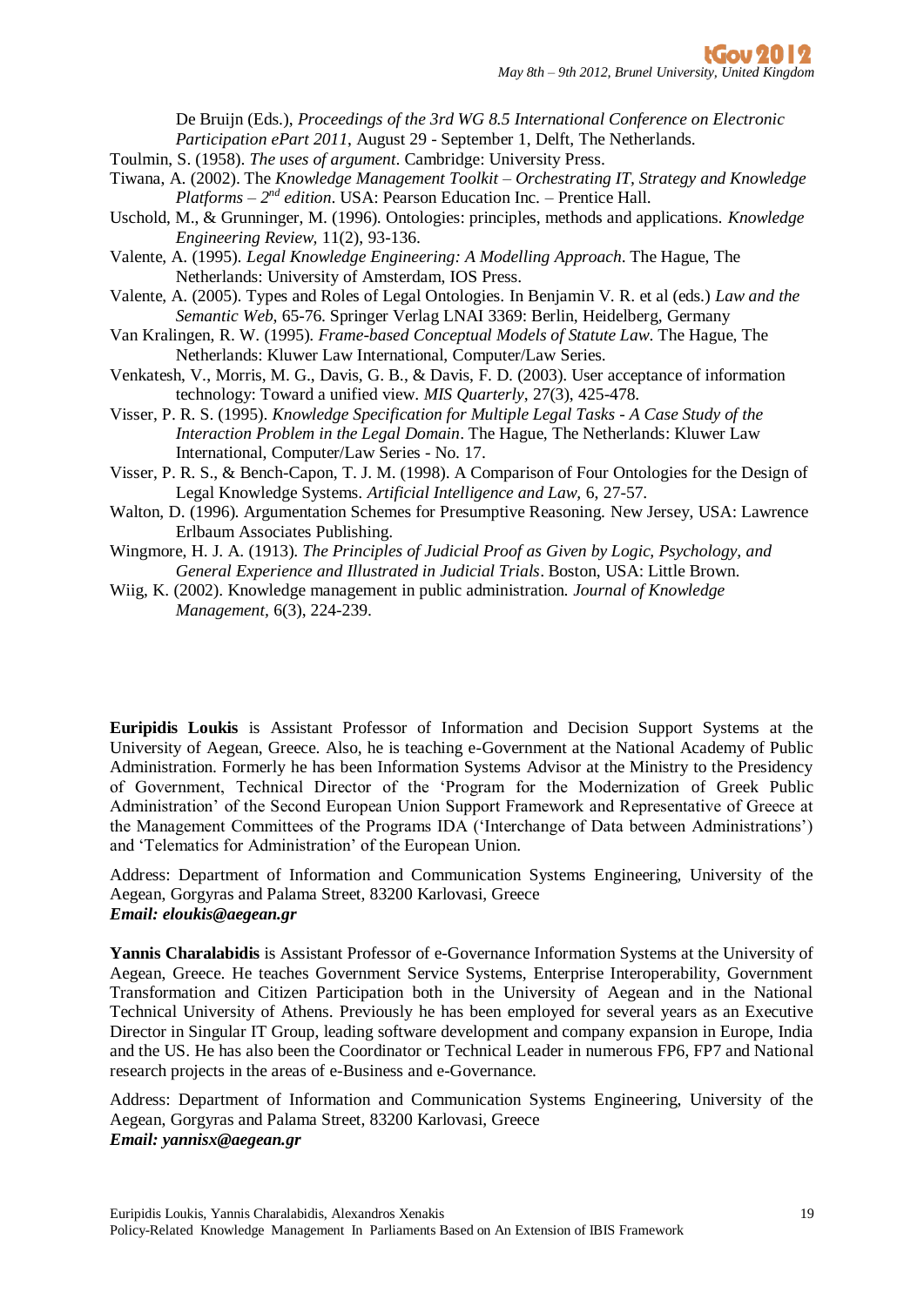De Bruijn (Eds.), *Proceedings of the 3rd WG 8.5 International Conference on Electronic Participation ePart 2011*, August 29 - September 1, Delft, The Netherlands.

Toulmin, S. (1958). *The uses of argument*. Cambridge: University Press.

Tiwana, A. (2002). The *Knowledge Management Toolkit – Orchestrating IT, Strategy and Knowledge Platforms – 2nd edition*. USA: Pearson Education Inc. – Prentice Hall.

Uschold, M., & Grunninger, M. (1996). Ontologies: principles, methods and applications. *Knowledge Engineering Review*, 11(2), 93-136.

Valente, A. (1995). *Legal Knowledge Engineering: A Modelling Approach*. The Hague, The Netherlands: University of Amsterdam, IOS Press.

Valente, A. (2005). Types and Roles of Legal Ontologies. In Benjamin V. R. et al (eds.) *Law and the Semantic Web*, 65-76. Springer Verlag LNAI 3369: Berlin, Heidelberg, Germany

Van Kralingen, R. W. (1995). *Frame-based Conceptual Models of Statute Law*. The Hague, The Netherlands: Kluwer Law International, Computer/Law Series.

Venkatesh, V., Morris, M. G., Davis, G. B., & Davis, F. D. (2003). User acceptance of information technology: Toward a unified view. *MIS Quarterly*, 27(3), 425-478.

Visser, P. R. S. (1995). *Knowledge Specification for Multiple Legal Tasks - A Case Study of the Interaction Problem in the Legal Domain*. The Hague, The Netherlands: Kluwer Law International, Computer/Law Series - No. 17.

Visser, P. R. S., & Bench-Capon, T. J. M. (1998). A Comparison of Four Ontologies for the Design of Legal Knowledge Systems. *Artificial Intelligence and Law*, 6, 27-57.

Walton, D. (1996). Argumentation Schemes for Presumptive Reasoning. New Jersey, USA: Lawrence Erlbaum Associates Publishing.

Wingmore, H. J. A. (1913). *The Principles of Judicial Proof as Given by Logic, Psychology, and General Experience and Illustrated in Judicial Trials*. Boston, USA: Little Brown.

Wiig, K. (2002). Knowledge management in public administration. *Journal of Knowledge Management*, 6(3), 224-239.

**Euripidis Loukis** is Assistant Professor of Information and Decision Support Systems at the University of Aegean, Greece. Also, he is teaching e-Government at the National Academy of Public Administration. Formerly he has been Information Systems Advisor at the Ministry to the Presidency of Government, Technical Director of the 'Program for the Modernization of Greek Public Administration' of the Second European Union Support Framework and Representative of Greece at the Management Committees of the Programs IDA ('Interchange of Data between Administrations') and 'Telematics for Administration' of the European Union.

Address: Department of Information and Communication Systems Engineering, University of the Aegean, Gorgyras and Palama Street, 83200 Karlovasi, Greece
***Email: eloukis@aegean.gr***

**Yannis Charalabidis** is Assistant Professor of e-Governance Information Systems at the University of Aegean, Greece. He teaches Government Service Systems, Enterprise Interoperability, Government Transformation and Citizen Participation both in the University of Aegean and in the National Technical University of Athens. Previously he has been employed for several years as an Executive Director in Singular IT Group, leading software development and company expansion in Europe, India and the US. He has also been the Coordinator or Technical Leader in numerous FP6, FP7 and National research projects in the areas of e-Business and e-Governance.

Address: Department of Information and Communication Systems Engineering, University of the Aegean, Gorgyras and Palama Street, 83200 Karlovasi, Greece
***Email: yannisx@aegean.gr***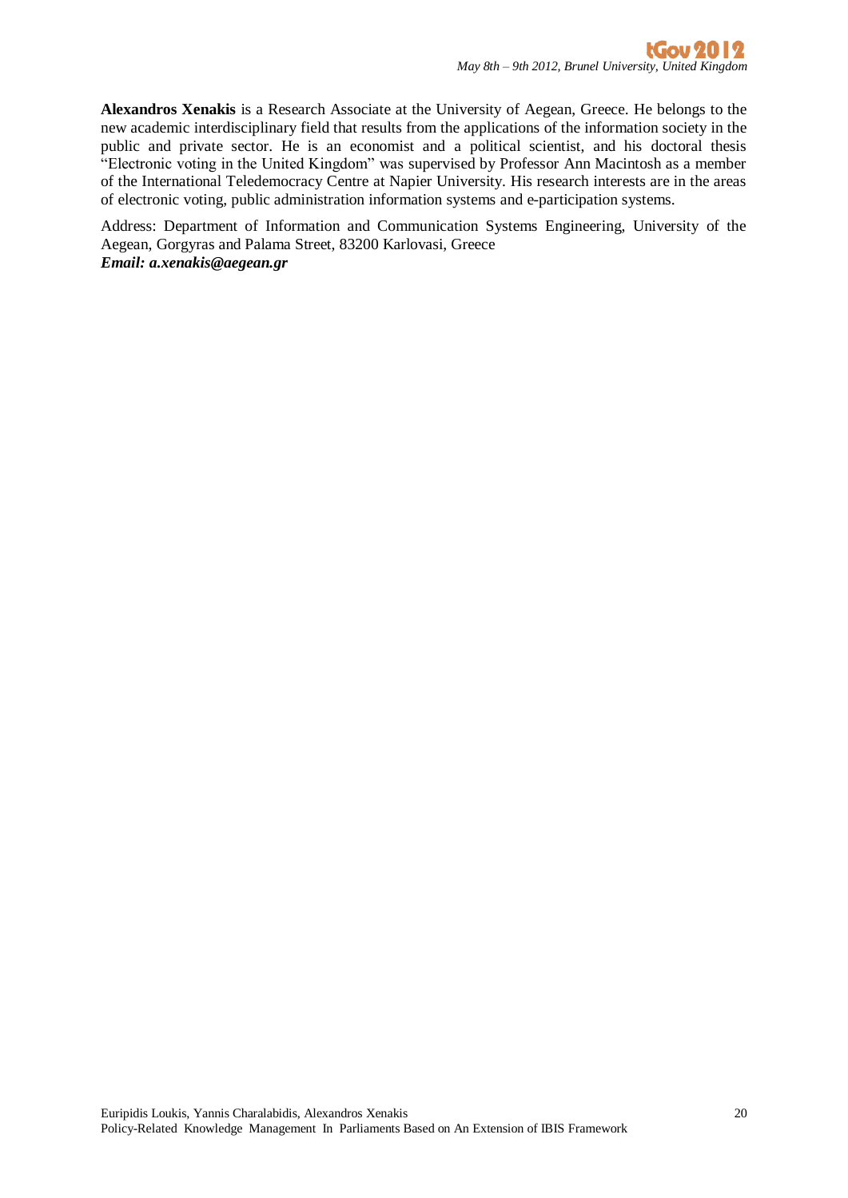**Alexandros Xenakis** is a Research Associate at the University of Aegean, Greece. He belongs to the new academic interdisciplinary field that results from the applications of the information society in the public and private sector. He is an economist and a political scientist, and his doctoral thesis "Electronic voting in the United Kingdom" was supervised by Professor Ann Macintosh as a member of the International Teledemocracy Centre at Napier University. His research interests are in the areas of electronic voting, public administration information systems and e-participation systems.

Address: Department of Information and Communication Systems Engineering, University of the Aegean, Gorgyras and Palama Street, 83200 Karlovasi, Greece
***Email: a.xenakis@aegean.gr***